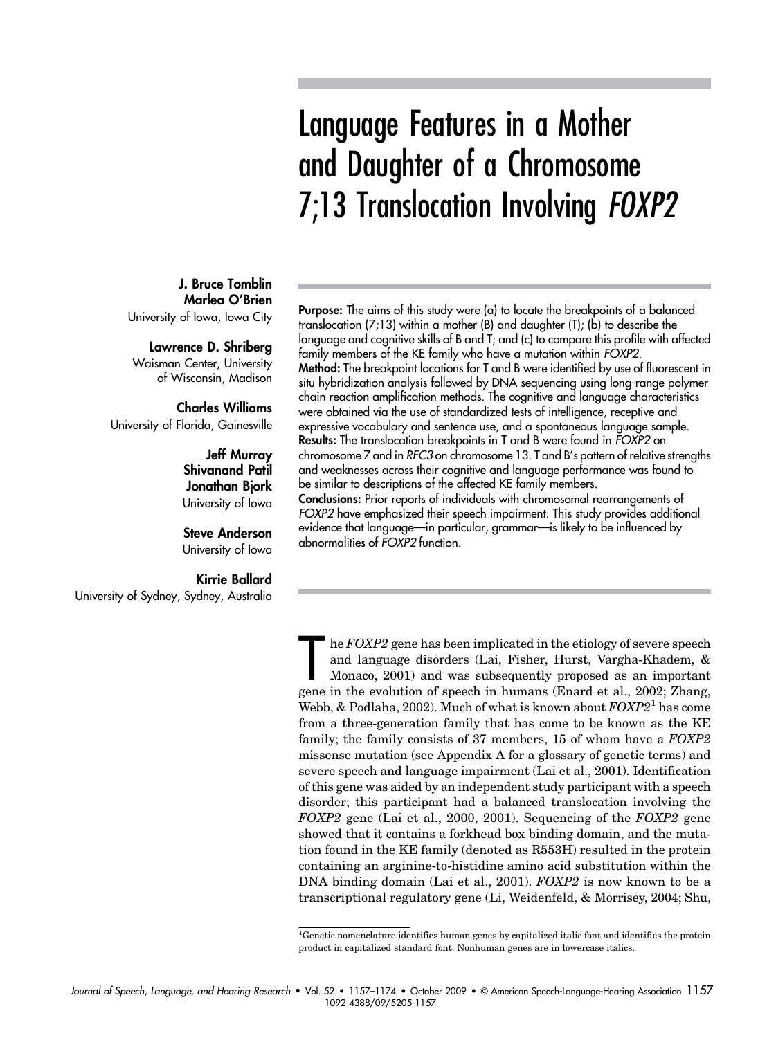# Language Features in a Mother and Daughter of a Chromosome 7;13 Translocation Involving *FOXP2*

**J. Bruce Tomblin**
**Marlea O'Brien**
University of Iowa, Iowa City

**Lawrence D. Shriberg**
Waisman Center, University of Wisconsin, Madison

**Charles Williams**
University of Florida, Gainesville

**Jeff Murray**
**Shivanand Patil**
**Jonathan Bjork**
University of Iowa

**Steve Anderson**
University of Iowa

**Kirrie Ballard**
University of Sydney, Sydney, Australia

**Purpose:** The aims of this study were (a) to locate the breakpoints of a balanced translocation (7;13) within a mother (B) and daughter (T); (b) to describe the language and cognitive skills of B and T; and (c) to compare this profile with affected family members of the KE family who have a mutation within *FOXP2*.
**Method:** The breakpoint locations for T and B were identified by use of fluorescent in situ hybridization analysis followed by DNA sequencing using long-range polymer chain reaction amplification methods. The cognitive and language characteristics were obtained via the use of standardized tests of intelligence, receptive and expressive vocabulary and sentence use, and a spontaneous language sample.
**Results:** The translocation breakpoints in T and B were found in *FOXP2* on chromosome 7 and in *RFC3* on chromosome 13. T and B's pattern of relative strengths and weaknesses across their cognitive and language performance was found to be similar to descriptions of the affected KE family members.
**Conclusions:** Prior reports of individuals with chromosomal rearrangements of *FOXP2* have emphasized their speech impairment. This study provides additional evidence that language—in particular, grammar—is likely to be influenced by abnormalities of *FOXP2* function.

The *FOXP2* gene has been implicated in the etiology of severe speech and language disorders (Lai, Fisher, Hurst, Vargha-Khadem, & Monaco, 2001) and was subsequently proposed as an important gene in the evolution of speech in humans (Enard et al., 2002; Zhang, Webb, & Podlaha, 2002). Much of what is known about *FOXP2*[1] has come from a three-generation family that has come to be known as the KE family; the family consists of 37 members, 15 of whom have a *FOXP2* missense mutation (see Appendix A for a glossary of genetic terms) and severe speech and language impairment (Lai et al., 2001). Identification of this gene was aided by an independent study participant with a speech disorder; this participant had a balanced translocation involving the *FOXP2* gene (Lai et al., 2000, 2001). Sequencing of the *FOXP2* gene showed that it contains a forkhead box binding domain, and the mutation found in the KE family (denoted as R553H) resulted in the protein containing an arginine-to-histidine amino acid substitution within the DNA binding domain (Lai et al., 2001). *FOXP2* is now known to be a transcriptional regulatory gene (Li, Weidenfeld, & Morrisey, 2004; Shu,

[1] Genetic nomenclature identifies human genes by capitalized italic font and identifies the protein product in capitalized standard font. Nonhuman genes are in lowercase italics.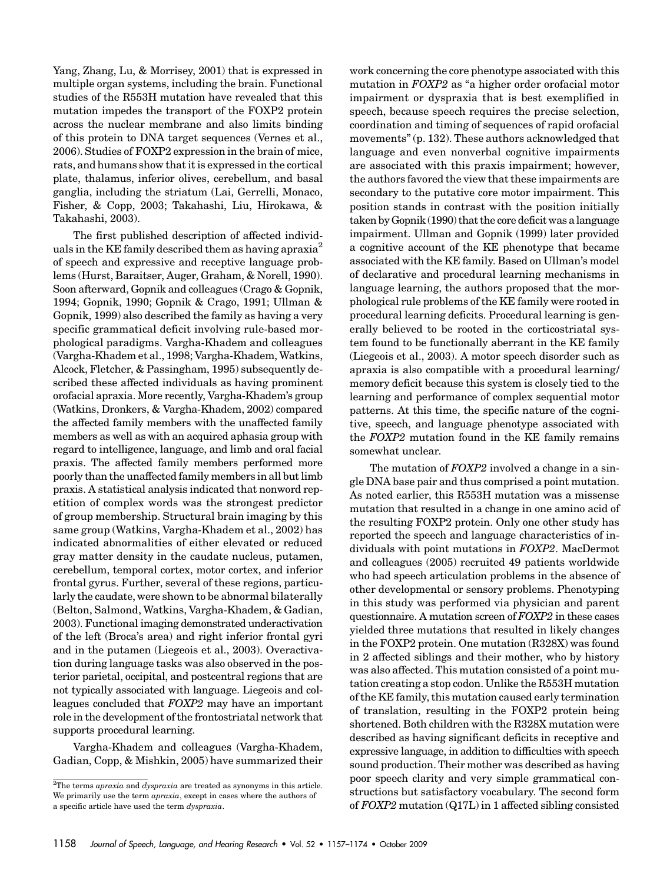Yang, Zhang, Lu, & Morrisey, 2001) that is expressed in multiple organ systems, including the brain. Functional studies of the R553H mutation have revealed that this mutation impedes the transport of the FOXP2 protein across the nuclear membrane and also limits binding of this protein to DNA target sequences (Vernes et al., 2006). Studies of FOXP2 expression in the brain of mice, rats, and humans show that it is expressed in the cortical plate, thalamus, inferior olives, cerebellum, and basal ganglia, including the striatum (Lai, Gerrelli, Monaco, Fisher, & Copp, 2003; Takahashi, Liu, Hirokawa, & Takahashi, 2003).

The first published description of affected individuals in the KE family described them as having apraxia[2] of speech and expressive and receptive language problems (Hurst, Baraitser, Auger, Graham, & Norell, 1990). Soon afterward, Gopnik and colleagues (Crago & Gopnik, 1994; Gopnik, 1990; Gopnik & Crago, 1991; Ullman & Gopnik, 1999) also described the family as having a very specific grammatical deficit involving rule-based morphological paradigms. Vargha-Khadem and colleagues (Vargha-Khadem et al., 1998; Vargha-Khadem, Watkins, Alcock, Fletcher, & Passingham, 1995) subsequently described these affected individuals as having prominent orofacial apraxia. More recently, Vargha-Khadem's group (Watkins, Dronkers, & Vargha-Khadem, 2002) compared the affected family members with the unaffected family members as well as with an acquired aphasia group with regard to intelligence, language, and limb and oral facial praxis. The affected family members performed more poorly than the unaffected family members in all but limb praxis. A statistical analysis indicated that nonword repetition of complex words was the strongest predictor of group membership. Structural brain imaging by this same group (Watkins, Vargha-Khadem et al., 2002) has indicated abnormalities of either elevated or reduced gray matter density in the caudate nucleus, putamen, cerebellum, temporal cortex, motor cortex, and inferior frontal gyrus. Further, several of these regions, particularly the caudate, were shown to be abnormal bilaterally (Belton, Salmond, Watkins, Vargha-Khadem, & Gadian, 2003). Functional imaging demonstrated underactivation of the left (Broca's area) and right inferior frontal gyri and in the putamen (Liegeois et al., 2003). Overactivation during language tasks was also observed in the posterior parietal, occipital, and postcentral regions that are not typically associated with language. Liegeois and colleagues concluded that *FOXP2* may have an important role in the development of the frontostriatal network that supports procedural learning.

Vargha-Khadem and colleagues (Vargha-Khadem, Gadian, Copp, & Mishkin, 2005) have summarized their work concerning the core phenotype associated with this mutation in *FOXP2* as "a higher order orofacial motor impairment or dyspraxia that is best exemplified in speech, because speech requires the precise selection, coordination and timing of sequences of rapid orofacial movements" (p. 132). These authors acknowledged that language and even nonverbal cognitive impairments are associated with this praxis impairment; however, the authors favored the view that these impairments are secondary to the putative core motor impairment. This position stands in contrast with the position initially taken by Gopnik (1990) that the core deficit was a language impairment. Ullman and Gopnik (1999) later provided a cognitive account of the KE phenotype that became associated with the KE family. Based on Ullman's model of declarative and procedural learning mechanisms in language learning, the authors proposed that the morphological rule problems of the KE family were rooted in procedural learning deficits. Procedural learning is generally believed to be rooted in the corticostriatal system found to be functionally aberrant in the KE family (Liegeois et al., 2003). A motor speech disorder such as apraxia is also compatible with a procedural learning/memory deficit because this system is closely tied to the learning and performance of complex sequential motor patterns. At this time, the specific nature of the cognitive, speech, and language phenotype associated with the *FOXP2* mutation found in the KE family remains somewhat unclear.

The mutation of *FOXP2* involved a change in a single DNA base pair and thus comprised a point mutation. As noted earlier, this R553H mutation was a missense mutation that resulted in a change in one amino acid of the resulting FOXP2 protein. Only one other study has reported the speech and language characteristics of individuals with point mutations in *FOXP2*. MacDermot and colleagues (2005) recruited 49 patients worldwide who had speech articulation problems in the absence of other developmental or sensory problems. Phenotyping in this study was performed via physician and parent questionnaire. A mutation screen of *FOXP2* in these cases yielded three mutations that resulted in likely changes in the FOXP2 protein. One mutation (R328X) was found in 2 affected siblings and their mother, who by history was also affected. This mutation consisted of a point mutation creating a stop codon. Unlike the R553H mutation of the KE family, this mutation caused early termination of translation, resulting in the FOXP2 protein being shortened. Both children with the R328X mutation were described as having significant deficits in receptive and expressive language, in addition to difficulties with speech sound production. Their mother was described as having poor speech clarity and very simple grammatical constructions but satisfactory vocabulary. The second form of *FOXP2* mutation (Q17L) in 1 affected sibling consisted

[2] The terms *apraxia* and *dyspraxia* are treated as synonyms in this article. We primarily use the term *apraxia*, except in cases where the authors of a specific article have used the term *dyspraxia*.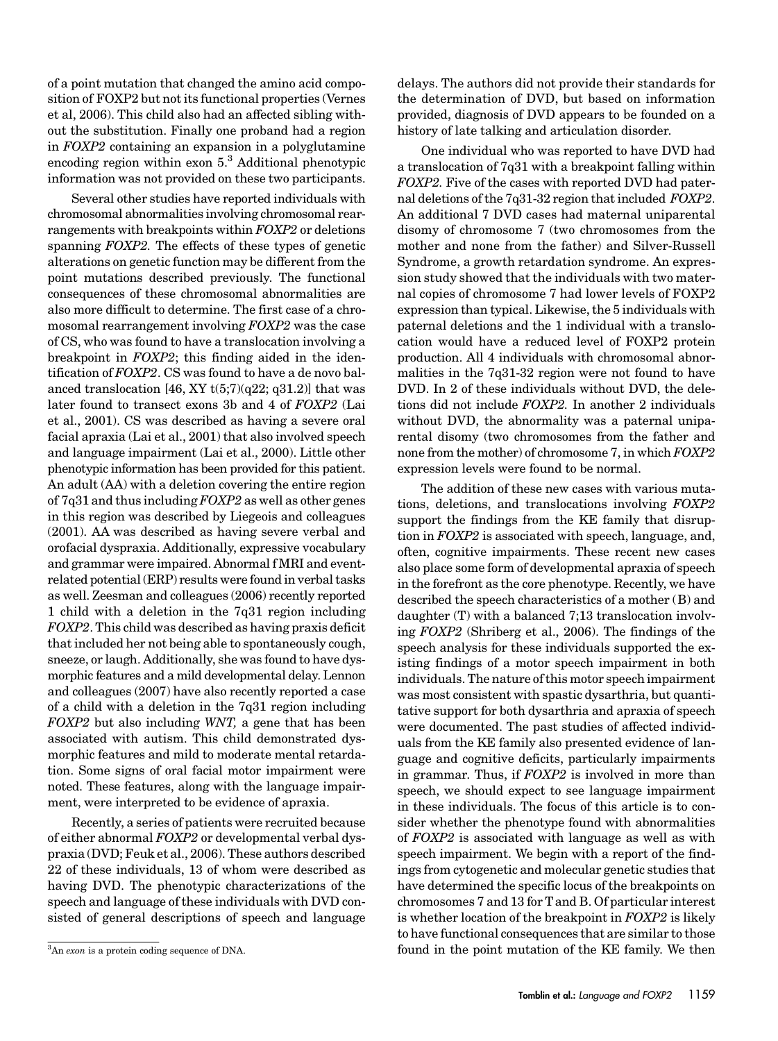of a point mutation that changed the amino acid composition of FOXP2 but not its functional properties (Vernes et al, 2006). This child also had an affected sibling without the substitution. Finally one proband had a region in *FOXP2* containing an expansion in a polyglutamine encoding region within exon 5.[3] Additional phenotypic information was not provided on these two participants.

Several other studies have reported individuals with chromosomal abnormalities involving chromosomal rearrangements with breakpoints within *FOXP2* or deletions spanning *FOXP2*. The effects of these types of genetic alterations on genetic function may be different from the point mutations described previously. The functional consequences of these chromosomal abnormalities are also more difficult to determine. The first case of a chromosomal rearrangement involving *FOXP2* was the case of CS, who was found to have a translocation involving a breakpoint in *FOXP2*; this finding aided in the identification of *FOXP2*. CS was found to have a de novo balanced translocation [46, XY t(5;7)(q22; q31.2)] that was later found to transect exons 3b and 4 of *FOXP2* (Lai et al., 2001). CS was described as having a severe oral facial apraxia (Lai et al., 2001) that also involved speech and language impairment (Lai et al., 2000). Little other phenotypic information has been provided for this patient. An adult (AA) with a deletion covering the entire region of 7q31 and thus including *FOXP2* as well as other genes in this region was described by Liegeois and colleagues (2001). AA was described as having severe verbal and orofacial dyspraxia. Additionally, expressive vocabulary and grammar were impaired. Abnormal fMRI and event-related potential (ERP) results were found in verbal tasks as well. Zeesman and colleagues (2006) recently reported 1 child with a deletion in the 7q31 region including *FOXP2*. This child was described as having praxis deficit that included her not being able to spontaneously cough, sneeze, or laugh. Additionally, she was found to have dysmorphic features and a mild developmental delay. Lennon and colleagues (2007) have also recently reported a case of a child with a deletion in the 7q31 region including *FOXP2* but also including *WNT,* a gene that has been associated with autism. This child demonstrated dysmorphic features and mild to moderate mental retardation. Some signs of oral facial motor impairment were noted. These features, along with the language impairment, were interpreted to be evidence of apraxia.

Recently, a series of patients were recruited because of either abnormal *FOXP2* or developmental verbal dyspraxia (DVD; Feuk et al., 2006). These authors described 22 of these individuals, 13 of whom were described as having DVD. The phenotypic characterizations of the speech and language of these individuals with DVD consisted of general descriptions of speech and language delays. The authors did not provide their standards for the determination of DVD, but based on information provided, diagnosis of DVD appears to be founded on a history of late talking and articulation disorder.

One individual who was reported to have DVD had a translocation of 7q31 with a breakpoint falling within *FOXP2*. Five of the cases with reported DVD had paternal deletions of the 7q31-32 region that included *FOXP2*. An additional 7 DVD cases had maternal uniparental disomy of chromosome 7 (two chromosomes from the mother and none from the father) and Silver-Russell Syndrome, a growth retardation syndrome. An expression study showed that the individuals with two maternal copies of chromosome 7 had lower levels of FOXP2 expression than typical. Likewise, the 5 individuals with paternal deletions and the 1 individual with a translocation would have a reduced level of FOXP2 protein production. All 4 individuals with chromosomal abnormalities in the 7q31-32 region were not found to have DVD. In 2 of these individuals without DVD, the deletions did not include *FOXP2*. In another 2 individuals without DVD, the abnormality was a paternal uniparental disomy (two chromosomes from the father and none from the mother) of chromosome 7, in which *FOXP2* expression levels were found to be normal.

The addition of these new cases with various mutations, deletions, and translocations involving *FOXP2* support the findings from the KE family that disruption in *FOXP2* is associated with speech, language, and, often, cognitive impairments. These recent new cases also place some form of developmental apraxia of speech in the forefront as the core phenotype. Recently, we have described the speech characteristics of a mother (B) and daughter (T) with a balanced 7;13 translocation involving *FOXP2* (Shriberg et al., 2006). The findings of the speech analysis for these individuals supported the existing findings of a motor speech impairment in both individuals. The nature of this motor speech impairment was most consistent with spastic dysarthria, but quantitative support for both dysarthria and apraxia of speech were documented. The past studies of affected individuals from the KE family also presented evidence of language and cognitive deficits, particularly impairments in grammar. Thus, if *FOXP2* is involved in more than speech, we should expect to see language impairment in these individuals. The focus of this article is to consider whether the phenotype found with abnormalities of *FOXP2* is associated with language as well as with speech impairment. We begin with a report of the findings from cytogenetic and molecular genetic studies that have determined the specific locus of the breakpoints on chromosomes 7 and 13 for T and B. Of particular interest is whether location of the breakpoint in *FOXP2* is likely to have functional consequences that are similar to those found in the point mutation of the KE family. We then

[3] An *exon* is a protein coding sequence of DNA.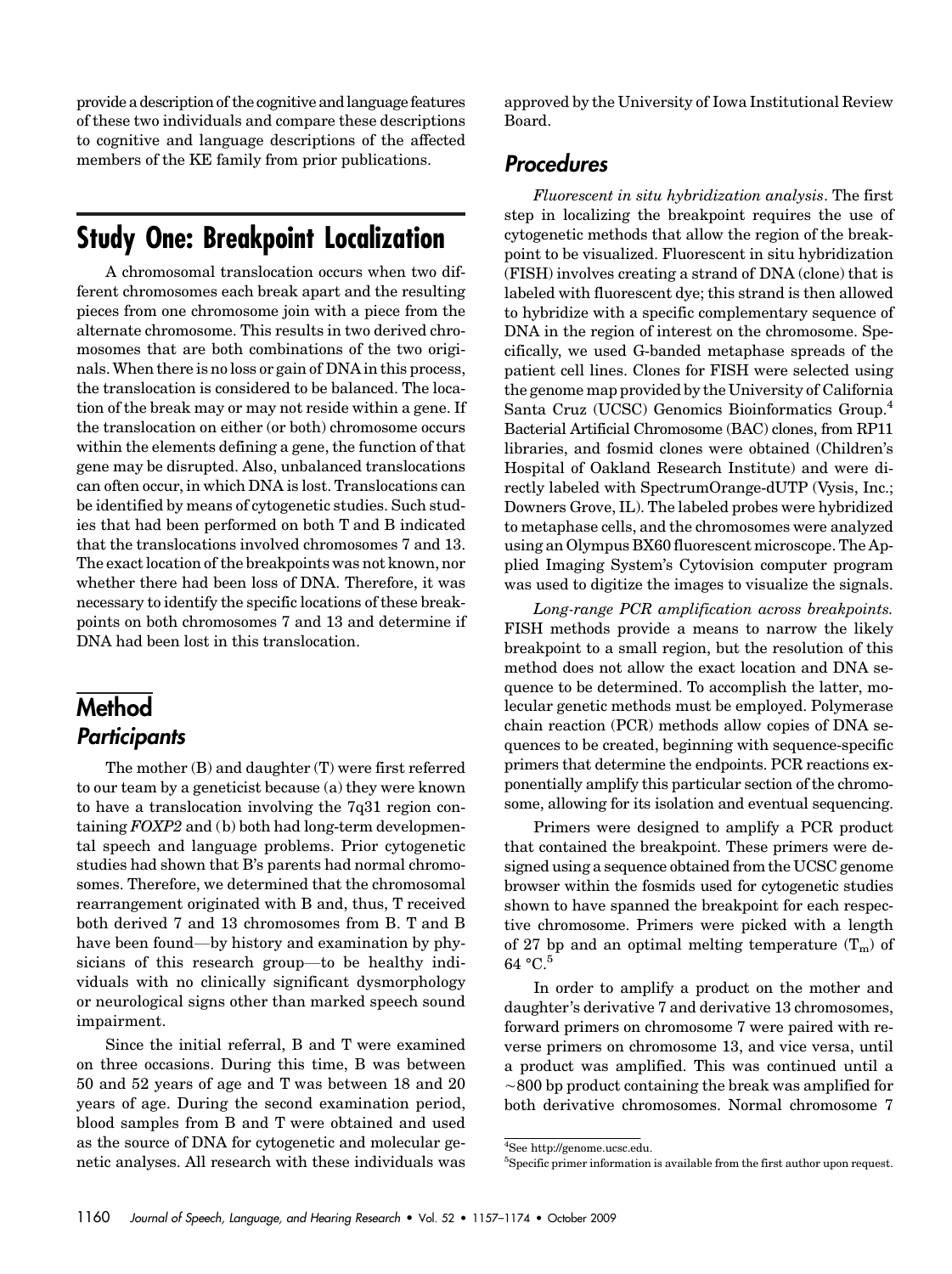provide a description of the cognitive and language features of these two individuals and compare these descriptions to cognitive and language descriptions of the affected members of the KE family from prior publications.

# Study One: Breakpoint Localization

A chromosomal translocation occurs when two different chromosomes each break apart and the resulting pieces from one chromosome join with a piece from the alternate chromosome. This results in two derived chromosomes that are both combinations of the two originals. When there is no loss or gain of DNA in this process, the translocation is considered to be balanced. The location of the break may or may not reside within a gene. If the translocation on either (or both) chromosome occurs within the elements defining a gene, the function of that gene may be disrupted. Also, unbalanced translocations can often occur, in which DNA is lost. Translocations can be identified by means of cytogenetic studies. Such studies that had been performed on both T and B indicated that the translocations involved chromosomes 7 and 13. The exact location of the breakpoints was not known, nor whether there had been loss of DNA. Therefore, it was necessary to identify the specific locations of these breakpoints on both chromosomes 7 and 13 and determine if DNA had been lost in this translocation.

## Method

### Participants

The mother (B) and daughter (T) were first referred to our team by a geneticist because (a) they were known to have a translocation involving the 7q31 region containing *FOXP2* and (b) both had long-term developmental speech and language problems. Prior cytogenetic studies had shown that B's parents had normal chromosomes. Therefore, we determined that the chromosomal rearrangement originated with B and, thus, T received both derived 7 and 13 chromosomes from B. T and B have been found—by history and examination by physicians of this research group—to be healthy individuals with no clinically significant dysmorphology or neurological signs other than marked speech sound impairment.

Since the initial referral, B and T were examined on three occasions. During this time, B was between 50 and 52 years of age and T was between 18 and 20 years of age. During the second examination period, blood samples from B and T were obtained and used as the source of DNA for cytogenetic and molecular genetic analyses. All research with these individuals was approved by the University of Iowa Institutional Review Board.

### Procedures

*Fluorescent in situ hybridization analysis*. The first step in localizing the breakpoint requires the use of cytogenetic methods that allow the region of the breakpoint to be visualized. Fluorescent in situ hybridization (FISH) involves creating a strand of DNA (clone) that is labeled with fluorescent dye; this strand is then allowed to hybridize with a specific complementary sequence of DNA in the region of interest on the chromosome. Specifically, we used G-banded metaphase spreads of the patient cell lines. Clones for FISH were selected using the genome map provided by the University of California Santa Cruz (UCSC) Genomics Bioinformatics Group.[4] Bacterial Artificial Chromosome (BAC) clones, from RP11 libraries, and fosmid clones were obtained (Children's Hospital of Oakland Research Institute) and were directly labeled with SpectrumOrange-dUTP (Vysis, Inc.; Downers Grove, IL). The labeled probes were hybridized to metaphase cells, and the chromosomes were analyzed using an Olympus BX60 fluorescent microscope. The Applied Imaging System's Cytovision computer program was used to digitize the images to visualize the signals.

*Long-range PCR amplification across breakpoints.* FISH methods provide a means to narrow the likely breakpoint to a small region, but the resolution of this method does not allow the exact location and DNA sequence to be determined. To accomplish the latter, molecular genetic methods must be employed. Polymerase chain reaction (PCR) methods allow copies of DNA sequences to be created, beginning with sequence-specific primers that determine the endpoints. PCR reactions exponentially amplify this particular section of the chromosome, allowing for its isolation and eventual sequencing.

Primers were designed to amplify a PCR product that contained the breakpoint. These primers were designed using a sequence obtained from the UCSC genome browser within the fosmids used for cytogenetic studies shown to have spanned the breakpoint for each respective chromosome. Primers were picked with a length of 27 bp and an optimal melting temperature ($T_m$) of 64 °C.[5]

In order to amplify a product on the mother and daughter's derivative 7 and derivative 13 chromosomes, forward primers on chromosome 7 were paired with reverse primers on chromosome 13, and vice versa, until a product was amplified. This was continued until a ~800 bp product containing the break was amplified for both derivative chromosomes. Normal chromosome 7

[4]See http://genome.ucsc.edu.

[5]Specific primer information is available from the first author upon request.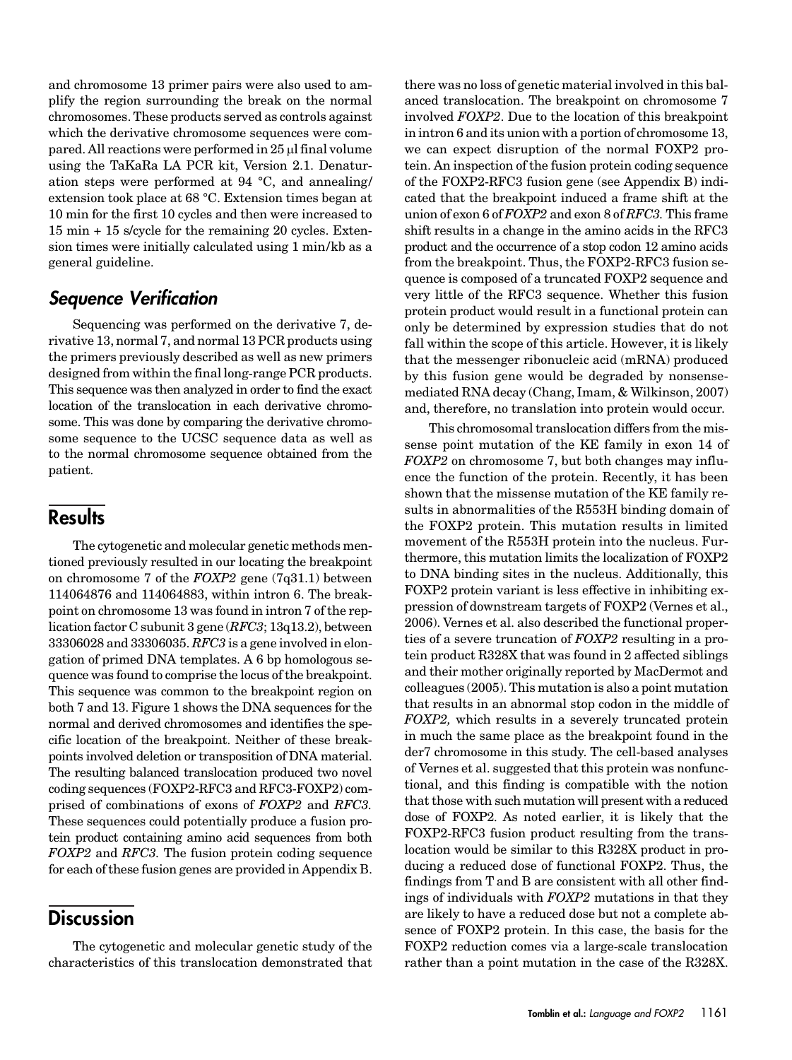and chromosome 13 primer pairs were also used to amplify the region surrounding the break on the normal chromosomes. These products served as controls against which the derivative chromosome sequences were compared. All reactions were performed in 25 μl final volume using the TaKaRa LA PCR kit, Version 2.1. Denaturation steps were performed at 94 °C, and annealing/extension took place at 68 °C. Extension times began at 10 min for the first 10 cycles and then were increased to 15 min + 15 s/cycle for the remaining 20 cycles. Extension times were initially calculated using 1 min/kb as a general guideline.

### Sequence Verification

Sequencing was performed on the derivative 7, derivative 13, normal 7, and normal 13 PCR products using the primers previously described as well as new primers designed from within the final long-range PCR products. This sequence was then analyzed in order to find the exact location of the translocation in each derivative chromosome. This was done by comparing the derivative chromosome sequence to the UCSC sequence data as well as to the normal chromosome sequence obtained from the patient.

## Results

The cytogenetic and molecular genetic methods mentioned previously resulted in our locating the breakpoint on chromosome 7 of the *FOXP2* gene (7q31.1) between 114064876 and 114064883, within intron 6. The breakpoint on chromosome 13 was found in intron 7 of the replication factor C subunit 3 gene (*RFC3*; 13q13.2), between 33306028 and 33306035. *RFC3* is a gene involved in elongation of primed DNA templates. A 6 bp homologous sequence was found to comprise the locus of the breakpoint. This sequence was common to the breakpoint region on both 7 and 13. Figure 1 shows the DNA sequences for the normal and derived chromosomes and identifies the specific location of the breakpoint. Neither of these breakpoints involved deletion or transposition of DNA material. The resulting balanced translocation produced two novel coding sequences (FOXP2-RFC3 and RFC3-FOXP2) comprised of combinations of exons of *FOXP2* and *RFC3*. These sequences could potentially produce a fusion protein product containing amino acid sequences from both *FOXP2* and *RFC3*. The fusion protein coding sequence for each of these fusion genes are provided in Appendix B.

## Discussion

The cytogenetic and molecular genetic study of the characteristics of this translocation demonstrated that there was no loss of genetic material involved in this balanced translocation. The breakpoint on chromosome 7 involved *FOXP2*. Due to the location of this breakpoint in intron 6 and its union with a portion of chromosome 13, we can expect disruption of the normal FOXP2 protein. An inspection of the fusion protein coding sequence of the FOXP2-RFC3 fusion gene (see Appendix B) indicated that the breakpoint induced a frame shift at the union of exon 6 of *FOXP2* and exon 8 of *RFC3*. This frame shift results in a change in the amino acids in the RFC3 product and the occurrence of a stop codon 12 amino acids from the breakpoint. Thus, the FOXP2-RFC3 fusion sequence is composed of a truncated FOXP2 sequence and very little of the RFC3 sequence. Whether this fusion protein product would result in a functional protein can only be determined by expression studies that do not fall within the scope of this article. However, it is likely that the messenger ribonucleic acid (mRNA) produced by this fusion gene would be degraded by nonsense-mediated RNA decay (Chang, Imam, & Wilkinson, 2007) and, therefore, no translation into protein would occur.

This chromosomal translocation differs from the missense point mutation of the KE family in exon 14 of *FOXP2* on chromosome 7, but both changes may influence the function of the protein. Recently, it has been shown that the missense mutation of the KE family results in abnormalities of the R553H binding domain of the FOXP2 protein. This mutation results in limited movement of the R553H protein into the nucleus. Furthermore, this mutation limits the localization of FOXP2 to DNA binding sites in the nucleus. Additionally, this FOXP2 protein variant is less effective in inhibiting expression of downstream targets of FOXP2 (Vernes et al., 2006). Vernes et al. also described the functional properties of a mutation of *FOXP2* resulting in a protein product R328X that was found in 2 affected siblings and their mother originally reported by MacDermot and colleagues (2005). This mutation is also a point mutation that results in an abnormal stop codon in the middle of *FOXP2,* which results in a severely truncated protein in much the same place as the breakpoint found in the der7 chromosome in this study. The cell-based analyses of Vernes et al. suggested that this protein was nonfunctional, and this finding is compatible with the notion that those with such mutation will present with a reduced dose of FOXP2. As noted earlier, it is likely that the FOXP2-RFC3 fusion product resulting from the translocation would be similar to this R328X product in producing a reduced dose of functional FOXP2. Thus, the findings from T and B are consistent with all other findings of individuals with *FOXP2* mutations in that they are likely to have a reduced dose but not a complete absence of FOXP2 protein. In this case, the basis for the FOXP2 reduction comes via a large-scale translocation rather than a point mutation in the case of the R328X.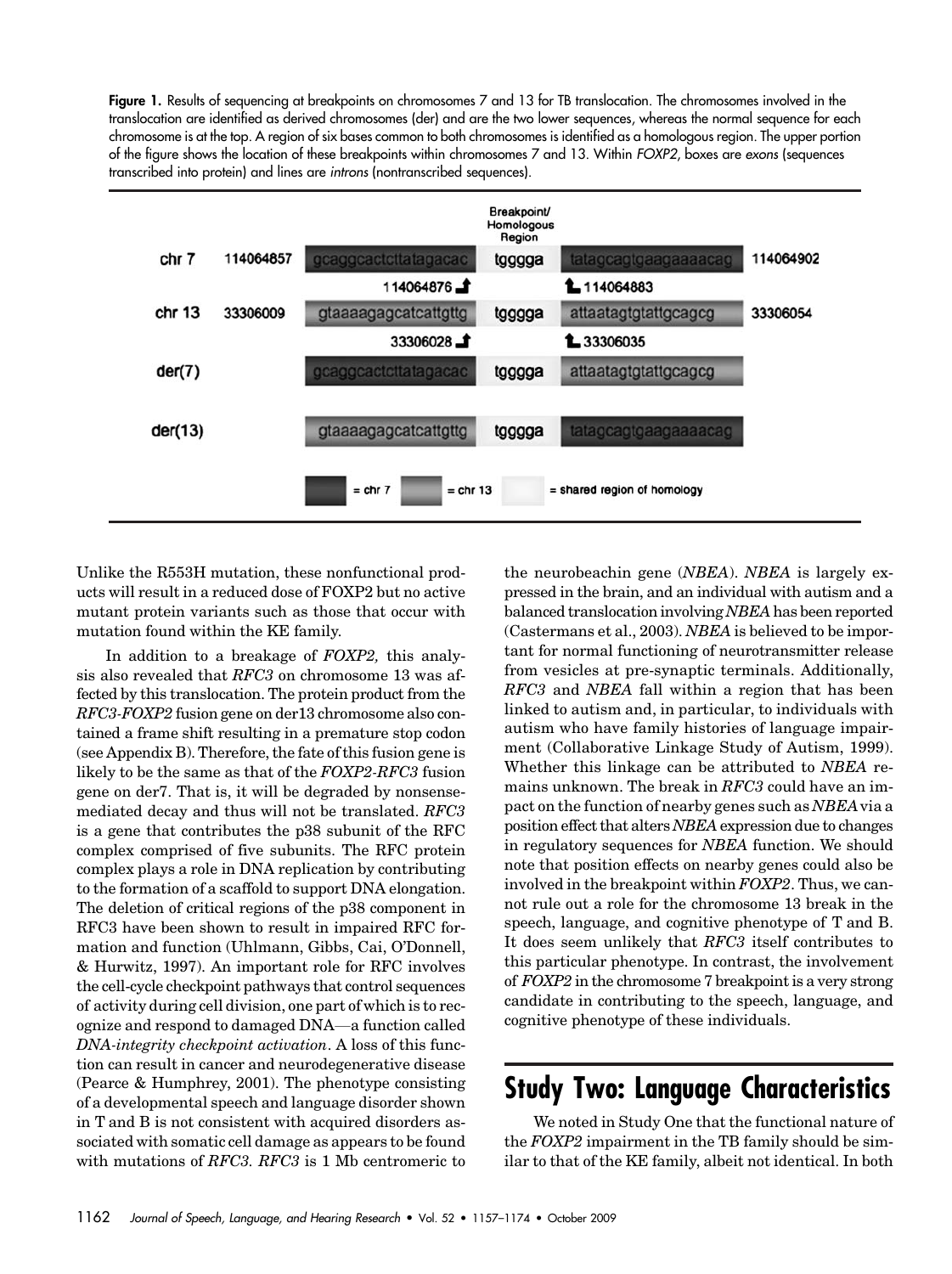**Figure 1.** Results of sequencing at breakpoints on chromosomes 7 and 13 for TB translocation. The chromosomes involved in the translocation are identified as derived chromosomes (der) and are the two lower sequences, whereas the normal sequence for each chromosome is at the top. A region of six bases common to both chromosomes is identified as a homologous region. The upper portion of the figure shows the location of these breakpoints within chromosomes 7 and 13. Within *FOXP2*, boxes are *exons* (sequences transcribed into protein) and lines are *introns* (nontranscribed sequences).

| | | | Breakpoint/ Homologous Region | | |
|---|---|---|---|---|---|
| chr 7 | 114064857 | gcaggcactcttatagacac | tgggga | tatagcagtgaagaaaacag | 114064902 |
| | | 114064876 | | 114064883 | |
| chr 13 | 33306009 | gtaaaagagcatcattgttg | tgggga | attaatagtgtattgcagcg | 33306054 |
| | | 33306028 | | 33306035 | |
| der(7) | | gcaggcactcttatagacac | tgggga | attaatagtgtattgcagcg | |
| der(13) | | gtaaaagagcatcattgttg | tgggga | tatagcagtgaagaaaacag | |

= chr 7 = chr 13 = shared region of homology

Unlike the R553H mutation, these nonfunctional products will result in a reduced dose of FOXP2 but no active mutant protein variants such as those that occur with mutation found within the KE family.

In addition to a breakage of *FOXP2,* this analysis also revealed that *RFC3* on chromosome 13 was affected by this translocation. The protein product from the *RFC3-FOXP2* fusion gene on der13 chromosome also contained a frame shift resulting in a premature stop codon (see Appendix B). Therefore, the fate of this fusion gene is likely to be the same as that of the *FOXP2-RFC3* fusion gene on der7. That is, it will be degraded by nonsense-mediated decay and thus will not be translated. *RFC3* is a gene that contributes the p38 subunit of the RFC complex comprised of five subunits. The RFC protein complex plays a role in DNA replication by contributing to the formation of a scaffold to support DNA elongation. The deletion of critical regions of the p38 component in RFC3 have been shown to result in impaired RFC formation and function (Uhlmann, Gibbs, Cai, O'Donnell, & Hurwitz, 1997). An important role for RFC involves the cell-cycle checkpoint pathways that control sequences of activity during cell division, one part of which is to recognize and respond to damaged DNA—a function called *DNA-integrity checkpoint activation*. A loss of this function can result in cancer and neurodegenerative disease (Pearce & Humphrey, 2001). The phenotype consisting of a developmental speech and language disorder shown in T and B is not consistent with acquired disorders associated with somatic cell damage as appears to be found with mutations of *RFC3*. *RFC3* is 1 Mb centromeric to the neurobeachin gene (*NBEA*). *NBEA* is largely expressed in the brain, and an individual with autism and a balanced translocation involving *NBEA* has been reported (Castermans et al., 2003). *NBEA* is believed to be important for normal functioning of neurotransmitter release from vesicles at pre-synaptic terminals. Additionally, *RFC3* and *NBEA* fall within a region that has been linked to autism and, in particular, to individuals with autism who have family histories of language impairment (Collaborative Linkage Study of Autism, 1999). Whether this linkage can be attributed to *NBEA* remains unknown. The break in *RFC3* could have an impact on the function of nearby genes such as *NBEA* via a position effect that alters *NBEA* expression due to changes in regulatory sequences for *NBEA* function. We should note that position effects on nearby genes could also be involved in the breakpoint within *FOXP2*. Thus, we cannot rule out a role for the chromosome 13 break in the speech, language, and cognitive phenotype of T and B. It does seem unlikely that *RFC3* itself contributes to this particular phenotype. In contrast, the involvement of *FOXP2* in the chromosome 7 breakpoint is a very strong candidate in contributing to the speech, language, and cognitive phenotype of these individuals.

## Study Two: Language Characteristics

We noted in Study One that the functional nature of the *FOXP2* impairment in the TB family should be similar to that of the KE family, albeit not identical. In both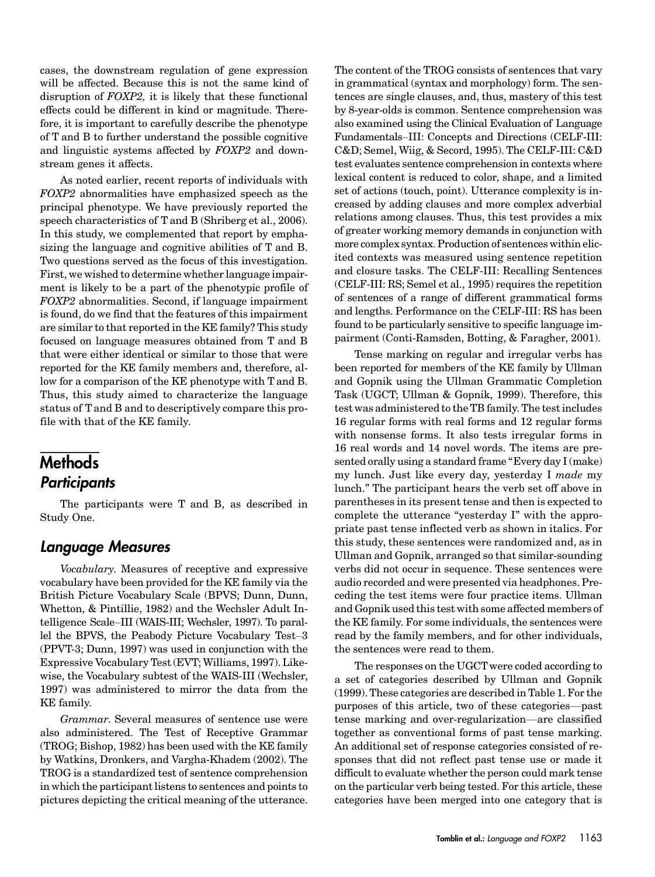cases, the downstream regulation of gene expression will be affected. Because this is not the same kind of disruption of *FOXP2,* it is likely that these functional effects could be different in kind or magnitude. Therefore, it is important to carefully describe the phenotype of T and B to further understand the possible cognitive and linguistic systems affected by *FOXP2* and downstream genes it affects.

As noted earlier, recent reports of individuals with *FOXP2* abnormalities have emphasized speech as the principal phenotype. We have previously reported the speech characteristics of T and B (Shriberg et al., 2006). In this study, we complemented that report by emphasizing the language and cognitive abilities of T and B. Two questions served as the focus of this investigation. First, we wished to determine whether language impairment is likely to be a part of the phenotypic profile of *FOXP2* abnormalities. Second, if language impairment is found, do we find that the features of this impairment are similar to that reported in the KE family? This study focused on language measures obtained from T and B that were either identical or similar to those that were reported for the KE family members and, therefore, allow for a comparison of the KE phenotype with T and B. Thus, this study aimed to characterize the language status of T and B and to descriptively compare this profile with that of the KE family.

# Methods

## Participants

The participants were T and B, as described in Study One.

## Language Measures

*Vocabulary.* Measures of receptive and expressive vocabulary have been provided for the KE family via the British Picture Vocabulary Scale (BPVS; Dunn, Dunn, Whetton, & Pintillie, 1982) and the Wechsler Adult Intelligence Scale–III (WAIS-III; Wechsler, 1997). To parallel the BPVS, the Peabody Picture Vocabulary Test–3 (PPVT-3; Dunn, 1997) was used in conjunction with the Expressive Vocabulary Test (EVT; Williams, 1997). Likewise, the Vocabulary subtest of the WAIS-III (Wechsler, 1997) was administered to mirror the data from the KE family.

*Grammar.* Several measures of sentence use were also administered. The Test of Receptive Grammar (TROG; Bishop, 1982) has been used with the KE family by Watkins, Dronkers, and Vargha-Khadem (2002). The TROG is a standardized test of sentence comprehension in which the participant listens to sentences and points to pictures depicting the critical meaning of the utterance. The content of the TROG consists of sentences that vary in grammatical (syntax and morphology) form. The sentences are single clauses, and, thus, mastery of this test by 8-year-olds is common. Sentence comprehension was also examined using the Clinical Evaluation of Language Fundamentals–III: Concepts and Directions (CELF-III: C&D; Semel, Wiig, & Secord, 1995). The CELF-III: C&D test evaluates sentence comprehension in contexts where lexical content is reduced to color, shape, and a limited set of actions (touch, point). Utterance complexity is increased by adding clauses and more complex adverbial relations among clauses. Thus, this test provides a mix of greater working memory demands in conjunction with more complex syntax. Production of sentences within elicited contexts was measured using sentence repetition and closure tasks. The CELF-III: Recalling Sentences (CELF-III: RS; Semel et al., 1995) requires the repetition of sentences of a range of different grammatical forms and lengths. Performance on the CELF-III: RS has been found to be particularly sensitive to specific language impairment (Conti-Ramsden, Botting, & Faragher, 2001).

Tense marking on regular and irregular verbs has been reported for members of the KE family by Ullman and Gopnik using the Ullman Grammatic Completion Task (UGCT; Ullman & Gopnik, 1999). Therefore, this test was administered to the TB family. The test includes 16 regular forms with real forms and 12 regular forms with nonsense forms. It also tests irregular forms in 16 real words and 14 novel words. The items are presented orally using a standard frame "Every day I (make) my lunch. Just like every day, yesterday I *made* my lunch." The participant hears the verb set off above in parentheses in its present tense and then is expected to complete the utterance "yesterday I" with the appropriate past tense inflected verb as shown in italics. For this study, these sentences were randomized and, as in Ullman and Gopnik, arranged so that similar-sounding verbs did not occur in sequence. These sentences were audio recorded and were presented via headphones. Preceding the test items were four practice items. Ullman and Gopnik used this test with some affected members of the KE family. For some individuals, the sentences were read by the family members, and for other individuals, the sentences were read to them.

The responses on the UGCT were coded according to a set of categories described by Ullman and Gopnik (1999). These categories are described in Table 1. For the purposes of this article, two of these categories—past tense marking and over-regularization—are classified together as conventional forms of past tense marking. An additional set of response categories consisted of responses that did not reflect past tense use or made it difficult to evaluate whether the person could mark tense on the particular verb being tested. For this article, these categories have been merged into one category that is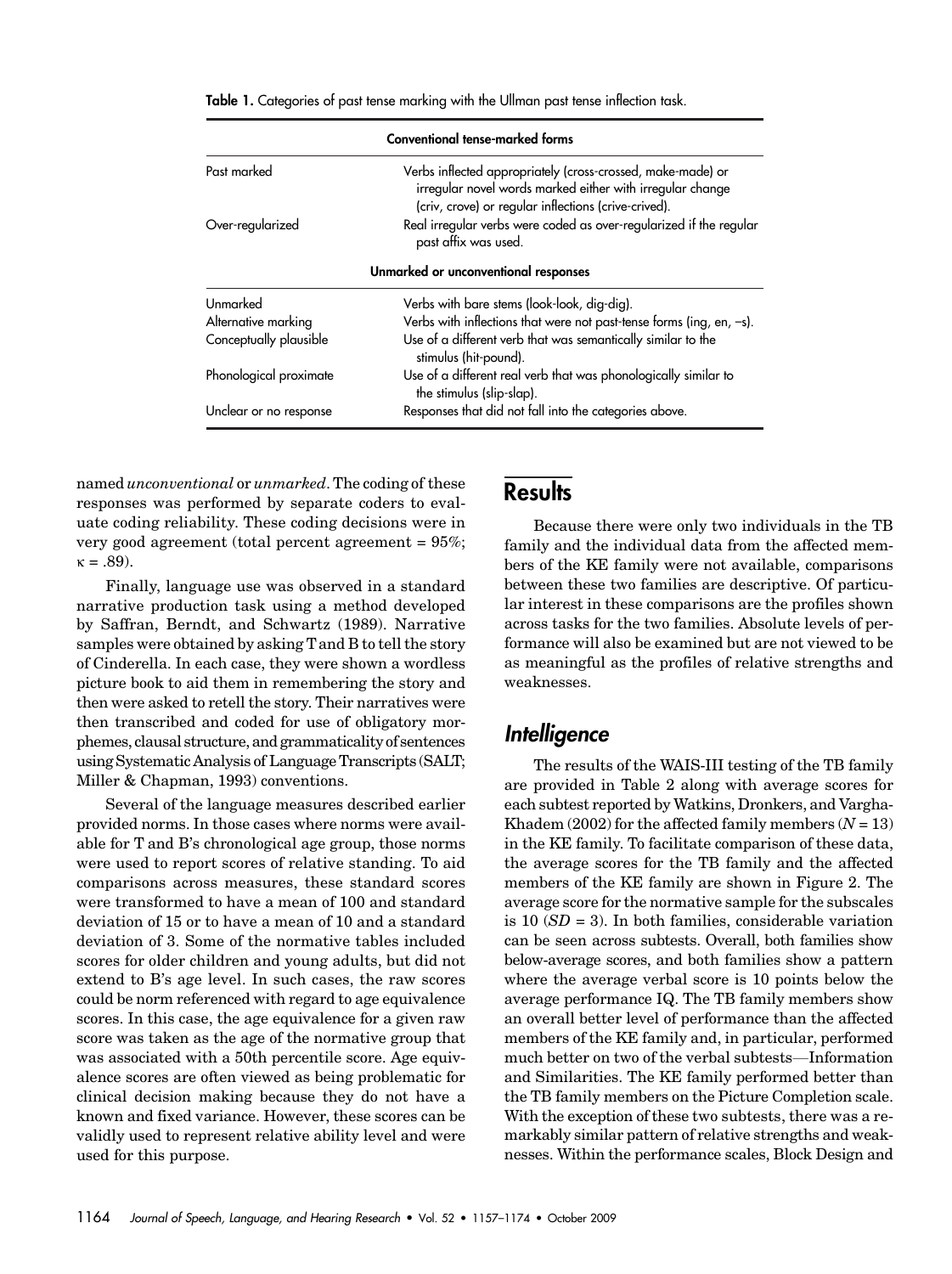**Table 1.** Categories of past tense marking with the Ullman past tense inflection task.

| Conventional tense-marked forms | |
|---|---|
| Past marked | Verbs inflected appropriately (cross-crossed, make-made) or irregular novel words marked either with irregular change (criv, crove) or regular inflections (crive-crived). |
| Over-regularized | Real irregular verbs were coded as over-regularized if the regular past affix was used. |
| **Unmarked or unconventional responses** | |
| Unmarked | Verbs with bare stems (look-look, dig-dig). |
| Alternative marking | Verbs with inflections that were not past-tense forms (ing, en, –s). |
| Conceptually plausible | Use of a different verb that was semantically similar to the stimulus (hit-pound). |
| Phonological proximate | Use of a different real verb that was phonologically similar to the stimulus (slip-slap). |
| Unclear or no response | Responses that did not fall into the categories above. |

named *unconventional* or *unmarked*. The coding of these responses was performed by separate coders to evaluate coding reliability. These coding decisions were in very good agreement (total percent agreement = 95%; $\kappa = .89$).

Finally, language use was observed in a standard narrative production task using a method developed by Saffran, Berndt, and Schwartz (1989). Narrative samples were obtained by asking T and B to tell the story of Cinderella. In each case, they were shown a wordless picture book to aid them in remembering the story and then were asked to retell the story. Their narratives were then transcribed and coded for use of obligatory morphemes, clausal structure, and grammaticality of sentences using Systematic Analysis of Language Transcripts (SALT; Miller & Chapman, 1993) conventions.

Several of the language measures described earlier provided norms. In those cases where norms were available for T and B's chronological age group, those norms were used to report scores of relative standing. To aid comparisons across measures, these standard scores were transformed to have a mean of 100 and standard deviation of 15 or to have a mean of 10 and a standard deviation of 3. Some of the normative tables included scores for older children and young adults, but did not extend to B's age level. In such cases, the raw scores could be norm referenced with regard to age equivalence scores. In this case, the age equivalence for a given raw score was taken as the age of the normative group that was associated with a 50th percentile score. Age equivalence scores are often viewed as being problematic for clinical decision making because they do not have a known and fixed variance. However, these scores can be validly used to represent relative ability level and were used for this purpose.

# Results

Because there were only two individuals in the TB family and the individual data from the affected members of the KE family were not available, comparisons between these two families are descriptive. Of particular interest in these comparisons are the profiles shown across tasks for the two families. Absolute levels of performance will also be examined but are not viewed to be as meaningful as the profiles of relative strengths and weaknesses.

## *Intelligence*

The results of the WAIS-III testing of the TB family are provided in Table 2 along with average scores for each subtest reported by Watkins, Dronkers, and Vargha-Khadem (2002) for the affected family members ($N = 13$) in the KE family. To facilitate comparison of these data, the average scores for the TB family and the affected members of the KE family are shown in Figure 2. The average score for the normative sample for the subscales is 10 ($SD = 3$). In both families, considerable variation can be seen across subtests. Overall, both families show below-average scores, and both families show a pattern where the average verbal score is 10 points below the average performance IQ. The TB family members show an overall better level of performance than the affected members of the KE family and, in particular, performed much better on two of the verbal subtests—Information and Similarities. The KE family performed better than the TB family members on the Picture Completion scale. With the exception of these two subtests, there was a remarkably similar pattern of relative strengths and weaknesses. Within the performance scales, Block Design and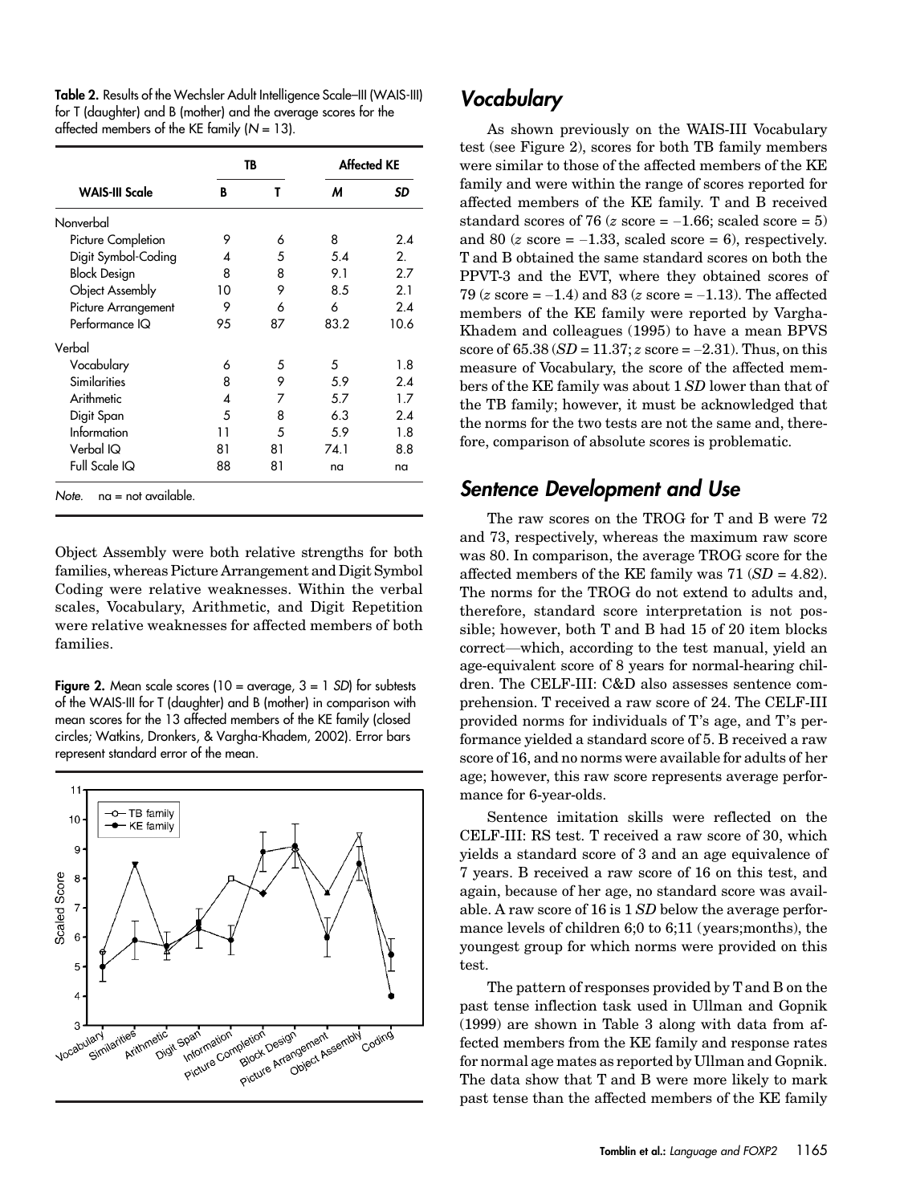**Table 2.** Results of the Wechsler Adult Intelligence Scale–III (WAIS-III) for T (daughter) and B (mother) and the average scores for the affected members of the KE family ($N$ = 13).

| WAIS-III Scale | TB | | Affected KE | |
|---|---|---|---|---|
| | B | T | *M* | *SD* |
| Nonverbal | | | | |
| Picture Completion | 9 | 6 | 8 | 2.4 |
| Digit Symbol-Coding | 4 | 5 | 5.4 | 2. |
| Block Design | 8 | 8 | 9.1 | 2.7 |
| Object Assembly | 10 | 9 | 8.5 | 2.1 |
| Picture Arrangement | 9 | 6 | 6 | 2.4 |
| Performance IQ | 95 | 87 | 83.2 | 10.6 |
| Verbal | | | | |
| Vocabulary | 6 | 5 | 5 | 1.8 |
| Similarities | 8 | 9 | 5.9 | 2.4 |
| Arithmetic | 4 | 7 | 5.7 | 1.7 |
| Digit Span | 5 | 8 | 6.3 | 2.4 |
| Information | 11 | 5 | 5.9 | 1.8 |
| Verbal IQ | 81 | 81 | 74.1 | 8.8 |
| Full Scale IQ | 88 | 81 | na | na |

*Note.* na = not available.

Object Assembly were both relative strengths for both families, whereas Picture Arrangement and Digit Symbol Coding were relative weaknesses. Within the verbal scales, Vocabulary, Arithmetic, and Digit Repetition were relative weaknesses for affected members of both families.

**Figure 2.** Mean scale scores (10 = average, 3 = 1 *SD*) for subtests of the WAIS-III for T (daughter) and B (mother) in comparison with mean scores for the 13 affected members of the KE family (closed circles; Watkins, Dronkers, & Vargha-Khadem, 2002). Error bars represent standard error of the mean.

## *Vocabulary*

As shown previously on the WAIS-III Vocabulary test (see Figure 2), scores for both TB family members were similar to those of the affected members of the KE family and were within the range of scores reported for affected members of the KE family. T and B received standard scores of 76 ($z$ score = –1.66; scaled score = 5) and 80 ($z$ score = –1.33, scaled score = 6), respectively. T and B obtained the same standard scores on both the PPVT-3 and the EVT, where they obtained scores of 79 ($z$ score = –1.4) and 83 ($z$ score = –1.13). The affected members of the KE family were reported by Vargha-Khadem and colleagues (1995) to have a mean BPVS score of 65.38 ($SD$ = 11.37; $z$ score = –2.31). Thus, on this measure of Vocabulary, the score of the affected members of the KE family was about 1 *SD* lower than that of the TB family; however, it must be acknowledged that the norms for the two tests are not the same and, therefore, comparison of absolute scores is problematic.

## *Sentence Development and Use*

The raw scores on the TROG for T and B were 72 and 73, respectively, whereas the maximum raw score was 80. In comparison, the average TROG score for the affected members of the KE family was 71 ($SD$ = 4.82). The norms for the TROG do not extend to adults and, therefore, standard score interpretation is not possible; however, both T and B had 15 of 20 item blocks correct—which, according to the test manual, yield an age-equivalent score of 8 years for normal-hearing children. The CELF-III: C&D also assesses sentence comprehension. T received a raw score of 24. The CELF-III provided norms for individuals of T's age, and T's performance yielded a standard score of 5. B received a raw score of 16, and no norms were available for adults of her age; however, this raw score represents average performance for 6-year-olds.

Sentence imitation skills were reflected on the CELF-III: RS test. T received a raw score of 30, which yields a standard score of 3 and an age equivalence of 7 years. B received a raw score of 16 on this test, and again, because of her age, no standard score was available. A raw score of 16 is 1 *SD* below the average performance levels of children 6;0 to 6;11 (years;months), the youngest group for which norms were provided on this test.

The pattern of responses provided by T and B on the past tense inflection task used in Ullman and Gopnik (1999) are shown in Table 3 along with data from affected members from the KE family and response rates for normal age mates as reported by Ullman and Gopnik. The data show that T and B were more likely to mark past tense than the affected members of the KE family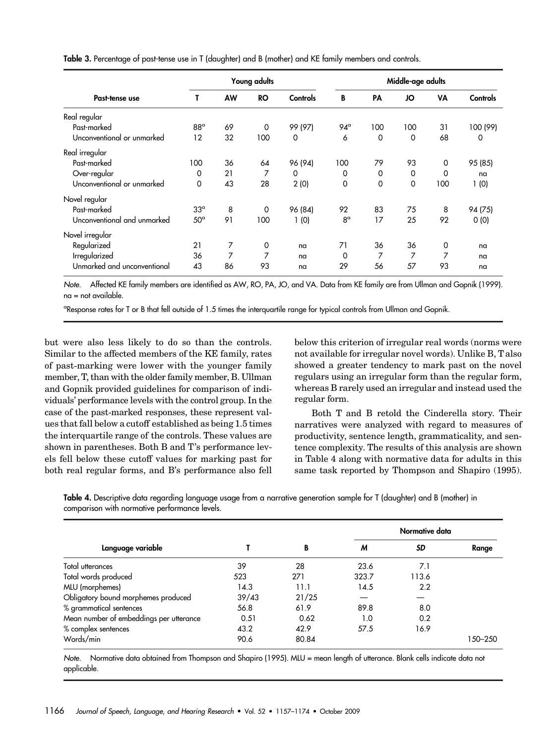**Table 3.** Percentage of past-tense use in T (daughter) and B (mother) and KE family members and controls.

| Past-tense use | Young adults | | | | Middle-age adults | | | | |
|---|---|---|---|---|---|---|---|---|---|
| | T | AW | RO | Controls | B | PA | JO | VA | Controls |
| Real regular | | | | | | | | | |
| Past-marked | 88[a] | 69 | 0 | 99 (97) | 94[a] | 100 | 100 | 31 | 100 (99) |
| Unconventional or unmarked | 12 | 32 | 100 | 0 | 6 | 0 | 0 | 68 | 0 |
| Real irregular | | | | | | | | | |
| Past-marked | 100 | 36 | 64 | 96 (94) | 100 | 79 | 93 | 0 | 95 (85) |
| Over-regular | 0 | 21 | 7 | 0 | 0 | 0 | 0 | 0 | na |
| Unconventional or unmarked | 0 | 43 | 28 | 2 (0) | 0 | 0 | 0 | 100 | 1 (0) |
| Novel regular | | | | | | | | | |
| Past-marked | 33[a] | 8 | 0 | 96 (84) | 92 | 83 | 75 | 8 | 94 (75) |
| Unconventional and unmarked | 50[a] | 91 | 100 | 1 (0) | 8[a] | 17 | 25 | 92 | 0 (0) |
| Novel irregular | | | | | | | | | |
| Regularized | 21 | 7 | 0 | na | 71 | 36 | 36 | 0 | na |
| Irregularized | 36 | 7 | 7 | na | 0 | 7 | 7 | 7 | na |
| Unmarked and unconventional | 43 | 86 | 93 | na | 29 | 56 | 57 | 93 | na |

*Note.* Affected KE family members are identified as AW, RO, PA, JO, and VA. Data from KE family are from Ullman and Gopnik (1999). na = not available.

[a]Response rates for T or B that fell outside of 1.5 times the interquartile range for typical controls from Ullman and Gopnik.

but were also less likely to do so than the controls. Similar to the affected members of the KE family, rates of past-marking were lower with the younger family member, T, than with the older family member, B. Ullman and Gopnik provided guidelines for comparison of individuals' performance levels with the control group. In the case of the past-marked responses, these represent values that fall below a cutoff established as being 1.5 times the interquartile range of the controls. These values are shown in parentheses. Both B and T's performance levels fell below these cutoff values for marking past for both real regular forms, and B's performance also fell below this criterion of irregular real words (norms were not available for irregular novel words). Unlike B, T also showed a greater tendency to mark past on the novel regulars using an irregular form than the regular form, whereas B rarely used an irregular and instead used the regular form.

Both T and B retold the Cinderella story. Their narratives were analyzed with regard to measures of productivity, sentence length, grammaticality, and sentence complexity. The results of this analysis are shown in Table 4 along with normative data for adults in this same task reported by Thompson and Shapiro (1995).

**Table 4.** Descriptive data regarding language usage from a narrative generation sample for T (daughter) and B (mother) in comparison with normative performance levels.

| Language variable | T | B | Normative data | | |
|---|---|---|---|---|---|
| | | | *M* | *SD* | Range |
| Total utterances | 39 | 28 | 23.6 | 7.1 | |
| Total words produced | 523 | 271 | 323.7 | 113.6 | |
| MLU (morphemes) | 14.3 | 11.1 | 14.5 | 2.2 | |
| Obligatory bound morphemes produced | 39/43 | 21/25 | — | — | |
| % grammatical sentences | 56.8 | 61.9 | 89.8 | 8.0 | |
| Mean number of embeddings per utterance | 0.51 | 0.62 | 1.0 | 0.2 | |
| % complex sentences | 43.2 | 42.9 | 57.5 | 16.9 | |
| Words/min | 90.6 | 80.84 | | | 150–250 |

*Note.* Normative data obtained from Thompson and Shapiro (1995). MLU = mean length of utterance. Blank cells indicate data not applicable.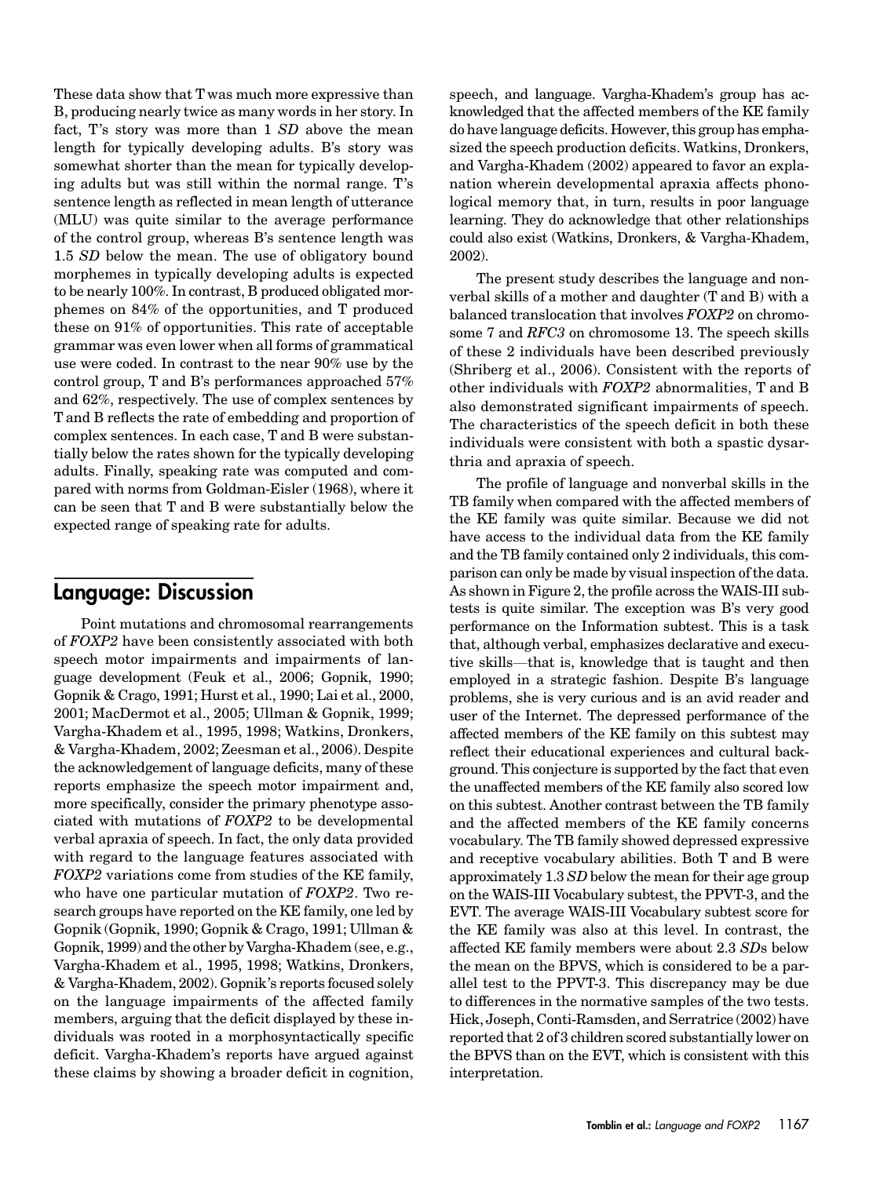These data show that T was much more expressive than B, producing nearly twice as many words in her story. In fact, T's story was more than 1 *SD* above the mean length for typically developing adults. B's story was somewhat shorter than the mean for typically developing adults but was still within the normal range. T's sentence length as reflected in mean length of utterance (MLU) was quite similar to the average performance of the control group, whereas B's sentence length was 1.5 *SD* below the mean. The use of obligatory bound morphemes in typically developing adults is expected to be nearly 100%. In contrast, B produced obligated morphemes on 84% of the opportunities, and T produced these on 91% of opportunities. This rate of acceptable grammar was even lower when all forms of grammatical use were coded. In contrast to the near 90% use by the control group, T and B's performances approached 57% and 62%, respectively. The use of complex sentences by T and B reflects the rate of embedding and proportion of complex sentences. In each case, T and B were substantially below the rates shown for the typically developing adults. Finally, speaking rate was computed and compared with norms from Goldman-Eisler (1968), where it can be seen that T and B were substantially below the expected range of speaking rate for adults.

## Language: Discussion

Point mutations and chromosomal rearrangements of *FOXP2* have been consistently associated with both speech motor impairments and impairments of language development (Feuk et al., 2006; Gopnik, 1990; Gopnik & Crago, 1991; Hurst et al., 1990; Lai et al., 2000, 2001; MacDermot et al., 2005; Ullman & Gopnik, 1999; Vargha-Khadem et al., 1995, 1998; Watkins, Dronkers, & Vargha-Khadem, 2002; Zeesman et al., 2006). Despite the acknowledgement of language deficits, many of these reports emphasize the speech motor impairment and, more specifically, consider the primary phenotype associated with mutations of *FOXP2* to be developmental verbal apraxia of speech. In fact, the only data provided with regard to the language features associated with *FOXP2* variations come from studies of the KE family, who have one particular mutation of *FOXP2*. Two research groups have reported on the KE family, one led by Gopnik (Gopnik, 1990; Gopnik & Crago, 1991; Ullman & Gopnik, 1999) and the other by Vargha-Khadem (see, e.g., Vargha-Khadem et al., 1995, 1998; Watkins, Dronkers, & Vargha-Khadem, 2002). Gopnik's reports focused solely on the language impairments of the affected family members, arguing that the deficit displayed by these individuals was rooted in a morphosyntactically specific deficit. Vargha-Khadem's reports have argued against these claims by showing a broader deficit in cognition, speech, and language. Vargha-Khadem's group has acknowledged that the affected members of the KE family do have language deficits. However, this group has emphasized the speech production deficits. Watkins, Dronkers, and Vargha-Khadem (2002) appeared to favor an explanation wherein developmental apraxia affects phonological memory that, in turn, results in poor language learning. They do acknowledge that other relationships could also exist (Watkins, Dronkers, & Vargha-Khadem, 2002).

The present study describes the language and nonverbal skills of a mother and daughter (T and B) with a balanced translocation that involves *FOXP2* on chromosome 7 and *RFC3* on chromosome 13. The speech skills of these 2 individuals have been described previously (Shriberg et al., 2006). Consistent with the reports of other individuals with *FOXP2* abnormalities, T and B also demonstrated significant impairments of speech. The characteristics of the speech deficit in both these individuals were consistent with both a spastic dysarthria and apraxia of speech.

The profile of language and nonverbal skills in the TB family when compared with the affected members of the KE family was quite similar. Because we did not have access to the individual data from the KE family and the TB family contained only 2 individuals, this comparison can only be made by visual inspection of the data. As shown in Figure 2, the profile across the WAIS-III subtests is quite similar. The exception was B's very good performance on the Information subtest. This is a task that, although verbal, emphasizes declarative and executive skills—that is, knowledge that is taught and then employed in a strategic fashion. Despite B's language problems, she is very curious and is an avid reader and user of the Internet. The depressed performance of the affected members of the KE family on this subtest may reflect their educational experiences and cultural background. This conjecture is supported by the fact that even the unaffected members of the KE family also scored low on this subtest. Another contrast between the TB family and the affected members of the KE family concerns vocabulary. The TB family showed depressed expressive and receptive vocabulary abilities. Both T and B were approximately 1.3 *SD* below the mean for their age group on the WAIS-III Vocabulary subtest, the PPVT-3, and the EVT. The average WAIS-III Vocabulary subtest score for the KE family was also at this level. In contrast, the affected KE family members were about 2.3 *SD*s below the mean on the BPVS, which is considered to be a parallel test to the PPVT-3. This discrepancy may be due to differences in the normative samples of the two tests. Hick, Joseph, Conti-Ramsden, and Serratrice (2002) have reported that 2 of 3 children scored substantially lower on the BPVS than on the EVT, which is consistent with this interpretation.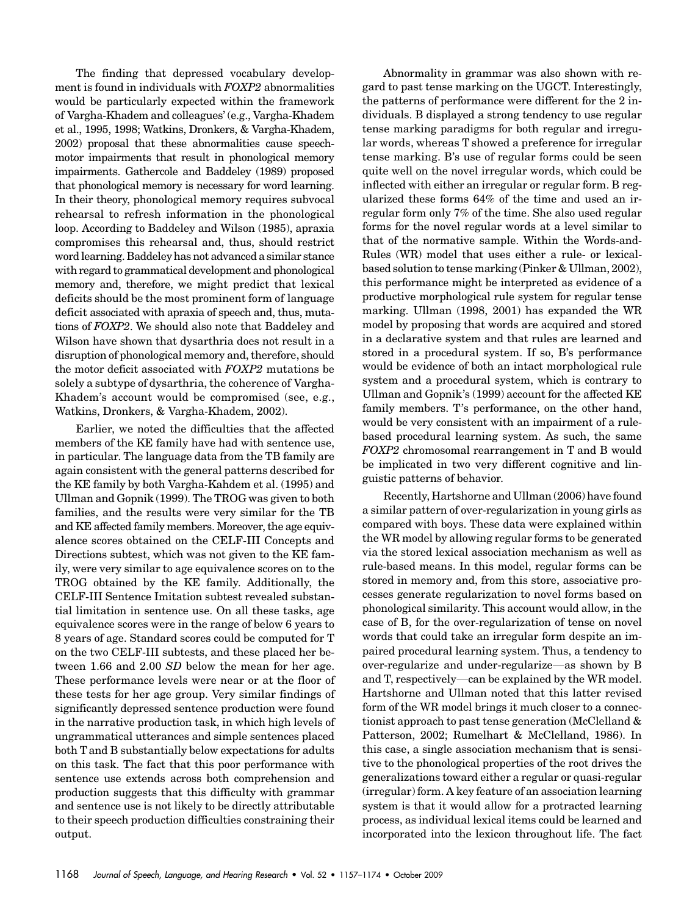The finding that depressed vocabulary development is found in individuals with *FOXP2* abnormalities would be particularly expected within the framework of Vargha-Khadem and colleagues' (e.g., Vargha-Khadem et al., 1995, 1998; Watkins, Dronkers, & Vargha-Khadem, 2002) proposal that these abnormalities cause speech-motor impairments that result in phonological memory impairments. Gathercole and Baddeley (1989) proposed that phonological memory is necessary for word learning. In their theory, phonological memory requires subvocal rehearsal to refresh information in the phonological loop. According to Baddeley and Wilson (1985), apraxia compromises this rehearsal and, thus, should restrict word learning. Baddeley has not advanced a similar stance with regard to grammatical development and phonological memory and, therefore, we might predict that lexical deficits should be the most prominent form of language deficit associated with apraxia of speech and, thus, mutations of *FOXP2*. We should also note that Baddeley and Wilson have shown that dysarthria does not result in a disruption of phonological memory and, therefore, should the motor deficit associated with *FOXP2* mutations be solely a subtype of dysarthria, the coherence of Vargha-Khadem's account would be compromised (see, e.g., Watkins, Dronkers, & Vargha-Khadem, 2002).

Earlier, we noted the difficulties that the affected members of the KE family have had with sentence use, in particular. The language data from the TB family are again consistent with the general patterns described for the KE family by both Vargha-Kahdem et al. (1995) and Ullman and Gopnik (1999). The TROG was given to both families, and the results were very similar for the TB and KE affected family members. Moreover, the age equivalence scores obtained on the CELF-III Concepts and Directions subtest, which was not given to the KE family, were very similar to age equivalence scores on to the TROG obtained by the KE family. Additionally, the CELF-III Sentence Imitation subtest revealed substantial limitation in sentence use. On all these tasks, age equivalence scores were in the range of below 6 years to 8 years of age. Standard scores could be computed for T on the two CELF-III subtests, and these placed her between 1.66 and 2.00 *SD* below the mean for her age. These performance levels were near or at the floor of these tests for her age group. Very similar findings of significantly depressed sentence production were found in the narrative production task, in which high levels of ungrammatical utterances and simple sentences placed both T and B substantially below expectations for adults on this task. The fact that this poor performance with sentence use extends across both comprehension and production suggests that this difficulty with grammar and sentence use is not likely to be directly attributable to their speech production difficulties constraining their output.

Abnormality in grammar was also shown with regard to past tense marking on the UGCT. Interestingly, the patterns of performance were different for the 2 individuals. B displayed a strong tendency to use regular tense marking paradigms for both regular and irregular words, whereas T showed a preference for irregular tense marking. B's use of regular forms could be seen quite well on the novel irregular words, which could be inflected with either an irregular or regular form. B regularized these forms 64% of the time and used an irregular form only 7% of the time. She also used regular forms for the novel regular words at a level similar to that of the normative sample. Within the Words-and-Rules (WR) model that uses either a rule- or lexical-based solution to tense marking (Pinker & Ullman, 2002), this performance might be interpreted as evidence of a productive morphological rule system for regular tense marking. Ullman (1998, 2001) has expanded the WR model by proposing that words are acquired and stored in a declarative system and that rules are learned and stored in a procedural system. If so, B's performance would be evidence of both an intact morphological rule system and a procedural system, which is contrary to Ullman and Gopnik's (1999) account for the affected KE family members. T's performance, on the other hand, would be very consistent with an impairment of a rule-based procedural learning system. As such, the same *FOXP2* chromosomal rearrangement in T and B would be implicated in two very different cognitive and linguistic patterns of behavior.

Recently, Hartshorne and Ullman (2006) have found a similar pattern of over-regularization in young girls as compared with boys. These data were explained within the WR model by allowing regular forms to be generated via the stored lexical association mechanism as well as rule-based means. In this model, regular forms can be stored in memory and, from this store, associative processes generate regularization to novel forms based on phonological similarity. This account would allow, in the case of B, for the over-regularization of tense on novel words that could take an irregular form despite an impaired procedural learning system. Thus, a tendency to over-regularize and under-regularize—as shown by B and T, respectively—can be explained by the WR model. Hartshorne and Ullman noted that this latter revised form of the WR model brings it much closer to a connectionist approach to past tense generation (McClelland & Patterson, 2002; Rumelhart & McClelland, 1986). In this case, a single association mechanism that is sensitive to the phonological properties of the root drives the generalizations toward either a regular or quasi-regular (irregular) form. A key feature of an association learning system is that it would allow for a protracted learning process, as individual lexical items could be learned and incorporated into the lexicon throughout life. The fact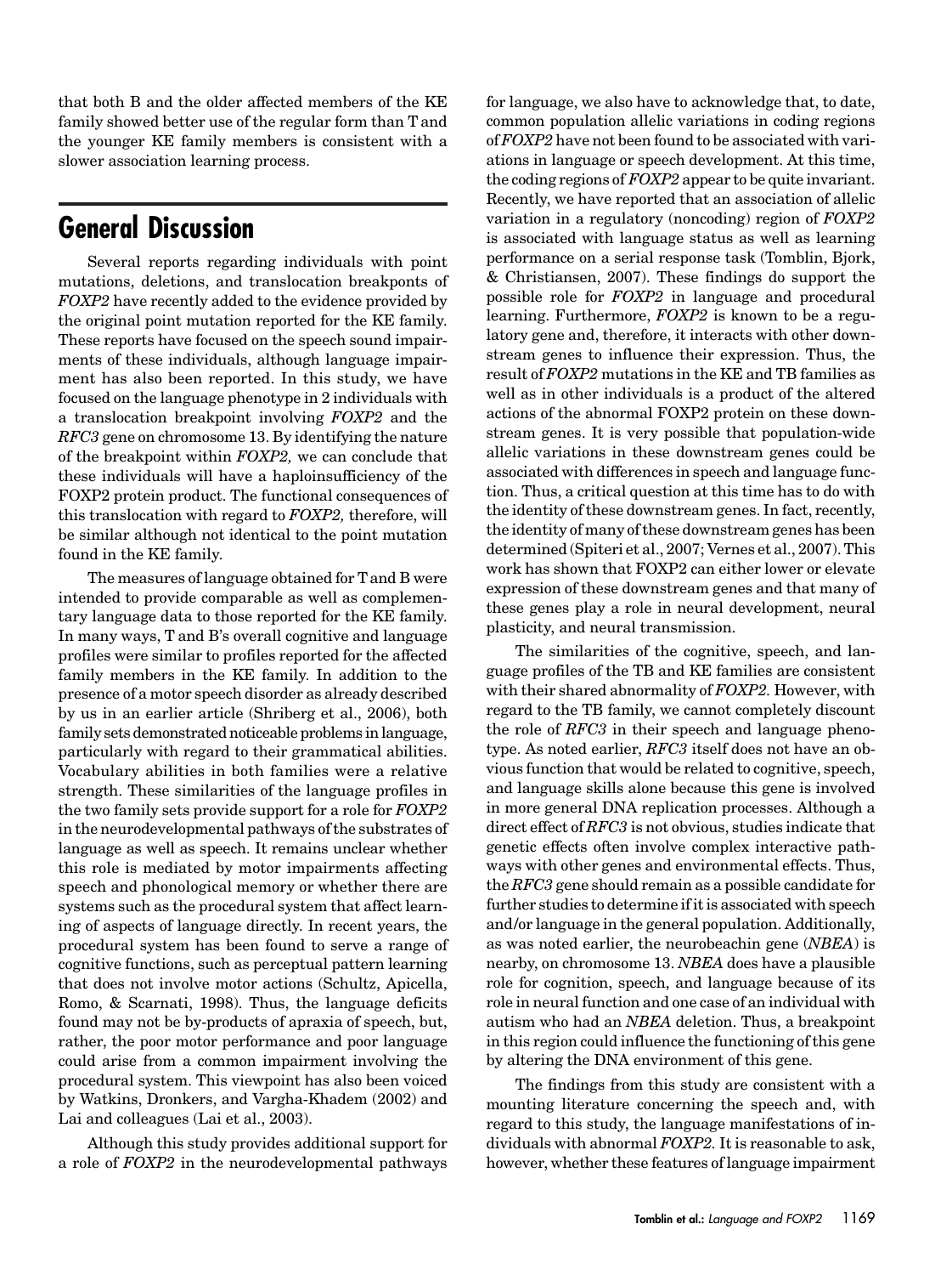that both B and the older affected members of the KE family showed better use of the regular form than T and the younger KE family members is consistent with a slower association learning process.

## General Discussion

Several reports regarding individuals with point mutations, deletions, and translocation breakponts of *FOXP2* have recently added to the evidence provided by the original point mutation reported for the KE family. These reports have focused on the speech sound impairments of these individuals, although language impairment has also been reported. In this study, we have focused on the language phenotype in 2 individuals with a translocation breakpoint involving *FOXP2* and the *RFC3* gene on chromosome 13. By identifying the nature of the breakpoint within *FOXP2,* we can conclude that these individuals will have a haploinsufficiency of the FOXP2 protein product. The functional consequences of this translocation with regard to *FOXP2,* therefore, will be similar although not identical to the point mutation found in the KE family.

The measures of language obtained for T and B were intended to provide comparable as well as complementary language data to those reported for the KE family. In many ways, T and B's overall cognitive and language profiles were similar to profiles reported for the affected family members in the KE family. In addition to the presence of a motor speech disorder as already described by us in an earlier article (Shriberg et al., 2006), both family sets demonstrated noticeable problems in language, particularly with regard to their grammatical abilities. Vocabulary abilities in both families were a relative strength. These similarities of the language profiles in the two family sets provide support for a role for *FOXP2* in the neurodevelopmental pathways of the substrates of language as well as speech. It remains unclear whether this role is mediated by motor impairments affecting speech and phonological memory or whether there are systems such as the procedural system that affect learning of aspects of language directly. In recent years, the procedural system has been found to serve a range of cognitive functions, such as perceptual pattern learning that does not involve motor actions (Schultz, Apicella, Romo, & Scarnati, 1998). Thus, the language deficits found may not be by-products of apraxia of speech, but, rather, the poor motor performance and poor language could arise from a common impairment involving the procedural system. This viewpoint has also been voiced by Watkins, Dronkers, and Vargha-Khadem (2002) and Lai and colleagues (Lai et al., 2003).

Although this study provides additional support for a role of *FOXP2* in the neurodevelopmental pathways for language, we also have to acknowledge that, to date, common population allelic variations in coding regions of *FOXP2* have not been found to be associated with variations in language or speech development. At this time, the coding regions of *FOXP2* appear to be quite invariant. Recently, we have reported that an association of allelic variation in a regulatory (noncoding) region of *FOXP2* is associated with language status as well as learning performance on a serial response task (Tomblin, Bjork, & Christiansen, 2007). These findings do support the possible role for *FOXP2* in language and procedural learning. Furthermore, *FOXP2* is known to be a regulatory gene and, therefore, it interacts with other downstream genes to influence their expression. Thus, the result of *FOXP2* mutations in the KE and TB families as well as in other individuals is a product of the altered actions of the abnormal FOXP2 protein on these downstream genes. It is very possible that population-wide allelic variations in these downstream genes could be associated with differences in speech and language function. Thus, a critical question at this time has to do with the identity of these downstream genes. In fact, recently, the identity of many of these downstream genes has been determined (Spiteri et al., 2007; Vernes et al., 2007). This work has shown that FOXP2 can either lower or elevate expression of these downstream genes and that many of these genes play a role in neural development, neural plasticity, and neural transmission.

The similarities of the cognitive, speech, and language profiles of the TB and KE families are consistent with their shared abnormality of *FOXP2*. However, with regard to the TB family, we cannot completely discount the role of *RFC3* in their speech and language phenotype. As noted earlier, *RFC3* itself does not have an obvious function that would be related to cognitive, speech, and language skills alone because this gene is involved in more general DNA replication processes. Although a direct effect of *RFC3* is not obvious, studies indicate that genetic effects often involve complex interactive pathways with other genes and environmental effects. Thus, the *RFC3* gene should remain as a possible candidate for further studies to determine if it is associated with speech and/or language in the general population. Additionally, as was noted earlier, the neurobeachin gene (*NBEA*) is nearby, on chromosome 13. *NBEA* does have a plausible role for cognition, speech, and language because of its role in neural function and one case of an individual with autism who had an *NBEA* deletion. Thus, a breakpoint in this region could influence the functioning of this gene by altering the DNA environment of this gene.

The findings from this study are consistent with a mounting literature concerning the speech and, with regard to this study, the language manifestations of individuals with abnormal *FOXP2*. It is reasonable to ask, however, whether these features of language impairment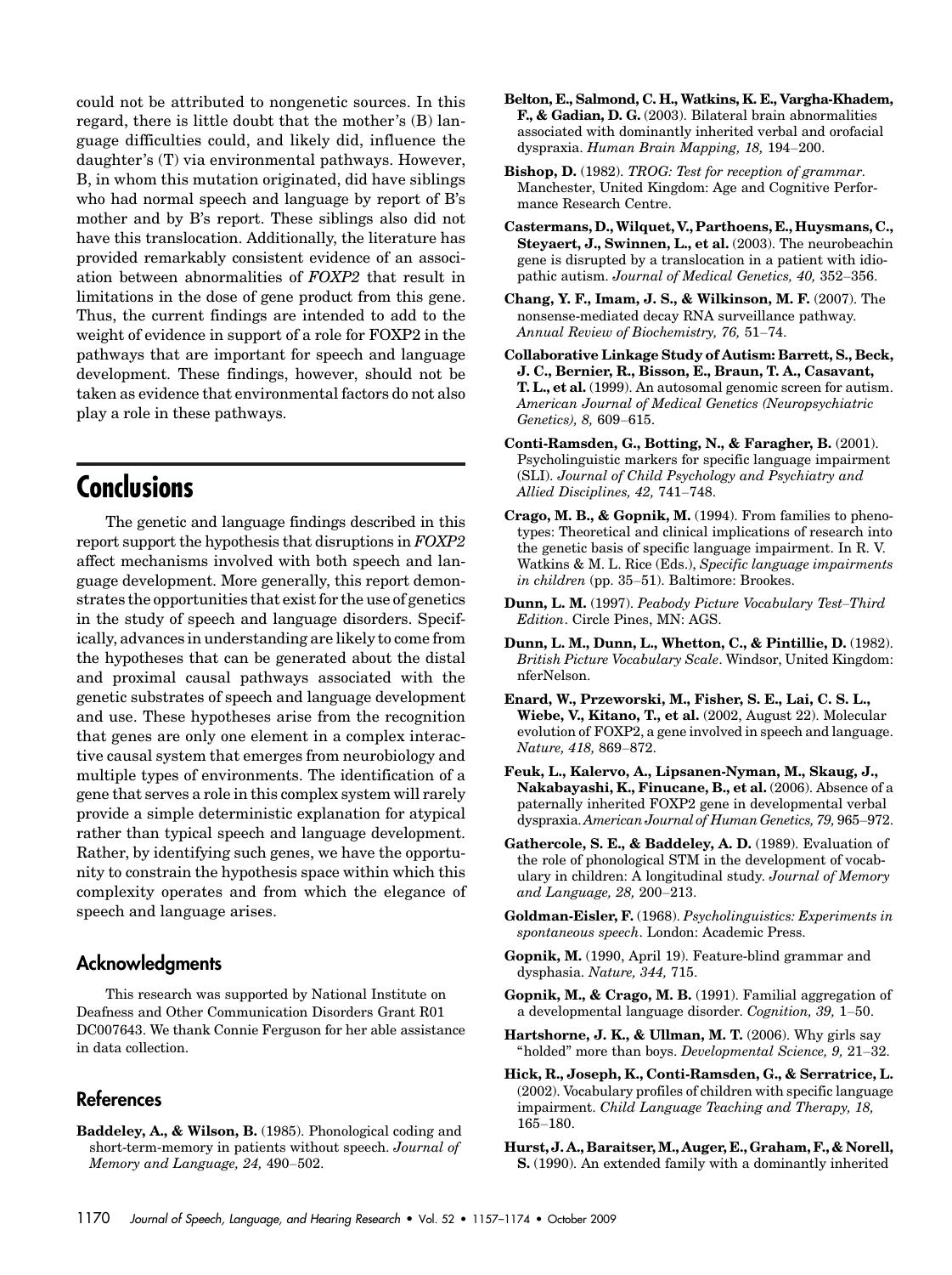could not be attributed to nongenetic sources. In this regard, there is little doubt that the mother's (B) language difficulties could, and likely did, influence the daughter's (T) via environmental pathways. However, B, in whom this mutation originated, did have siblings who had normal speech and language by report of B's mother and by B's report. These siblings also did not have this translocation. Additionally, the literature has provided remarkably consistent evidence of an association between abnormalities of *FOXP2* that result in limitations in the dose of gene product from this gene. Thus, the current findings are intended to add to the weight of evidence in support of a role for FOXP2 in the pathways that are important for speech and language development. These findings, however, should not be taken as evidence that environmental factors do not also play a role in these pathways.

# Conclusions

The genetic and language findings described in this report support the hypothesis that disruptions in *FOXP2* affect mechanisms involved with both speech and language development. More generally, this report demonstrates the opportunities that exist for the use of genetics in the study of speech and language disorders. Specifically, advances in understanding are likely to come from the hypotheses that can be generated about the distal and proximal causal pathways associated with the genetic substrates of speech and language development and use. These hypotheses arise from the recognition that genes are only one element in a complex interactive causal system that emerges from neurobiology and multiple types of environments. The identification of a gene that serves a role in this complex system will rarely provide a simple deterministic explanation for atypical rather than typical speech and language development. Rather, by identifying such genes, we have the opportunity to constrain the hypothesis space within which this complexity operates and from which the elegance of speech and language arises.

## Acknowledgments

This research was supported by National Institute on Deafness and Other Communication Disorders Grant R01 DC007643. We thank Connie Ferguson for her able assistance in data collection.

## References

**Baddeley, A., & Wilson, B.** (1985). Phonological coding and short-term-memory in patients without speech. *Journal of Memory and Language, 24,* 490–502.

**Belton, E., Salmond, C. H., Watkins, K. E., Vargha-Khadem, F., & Gadian, D. G.** (2003). Bilateral brain abnormalities associated with dominantly inherited verbal and orofacial dyspraxia. *Human Brain Mapping, 18,* 194–200.

**Bishop, D.** (1982). *TROG: Test for reception of grammar*. Manchester, United Kingdom: Age and Cognitive Performance Research Centre.

**Castermans, D., Wilquet, V., Parthoens, E., Huysmans, C., Steyaert, J., Swinnen, L., et al.** (2003). The neurobeachin gene is disrupted by a translocation in a patient with idiopathic autism. *Journal of Medical Genetics, 40,* 352–356.

**Chang, Y. F., Imam, J. S., & Wilkinson, M. F.** (2007). The nonsense-mediated decay RNA surveillance pathway. *Annual Review of Biochemistry, 76,* 51–74.

**Collaborative Linkage Study of Autism: Barrett, S., Beck, J. C., Bernier, R., Bisson, E., Braun, T. A., Casavant, T. L., et al.** (1999). An autosomal genomic screen for autism. *American Journal of Medical Genetics (Neuropsychiatric Genetics), 8,* 609–615.

**Conti-Ramsden, G., Botting, N., & Faragher, B.** (2001). Psycholinguistic markers for specific language impairment (SLI). *Journal of Child Psychology and Psychiatry and Allied Disciplines, 42,* 741–748.

**Crago, M. B., & Gopnik, M.** (1994). From families to phenotypes: Theoretical and clinical implications of research into the genetic basis of specific language impairment. In R. V. Watkins & M. L. Rice (Eds.), *Specific language impairments in children* (pp. 35–51). Baltimore: Brookes.

**Dunn, L. M.** (1997). *Peabody Picture Vocabulary Test–Third Edition*. Circle Pines, MN: AGS.

**Dunn, L. M., Dunn, L., Whetton, C., & Pintillie, D.** (1982). *British Picture Vocabulary Scale*. Windsor, United Kingdom: nferNelson.

**Enard, W., Przeworski, M., Fisher, S. E., Lai, C. S. L., Wiebe, V., Kitano, T., et al.** (2002, August 22). Molecular evolution of FOXP2, a gene involved in speech and language. *Nature, 418,* 869–872.

**Feuk, L., Kalervo, A., Lipsanen-Nyman, M., Skaug, J., Nakabayashi, K., Finucane, B., et al.** (2006). Absence of a paternally inherited FOXP2 gene in developmental verbal dyspraxia. *American Journal of Human Genetics, 79,* 965–972.

**Gathercole, S. E., & Baddeley, A. D.** (1989). Evaluation of the role of phonological STM in the development of vocabulary in children: A longitudinal study. *Journal of Memory and Language, 28,* 200–213.

**Goldman-Eisler, F.** (1968). *Psycholinguistics: Experiments in spontaneous speech*. London: Academic Press.

**Gopnik, M.** (1990, April 19). Feature-blind grammar and dysphasia. *Nature, 344,* 715.

**Gopnik, M., & Crago, M. B.** (1991). Familial aggregation of a developmental language disorder. *Cognition, 39,* 1–50.

**Hartshorne, J. K., & Ullman, M. T.** (2006). Why girls say "holded" more than boys. *Developmental Science, 9,* 21–32.

**Hick, R., Joseph, K., Conti-Ramsden, G., & Serratrice, L.** (2002). Vocabulary profiles of children with specific language impairment. *Child Language Teaching and Therapy, 18,* 165–180.

**Hurst, J. A., Baraitser, M., Auger, E., Graham, F., & Norell, S.** (1990). An extended family with a dominantly inherited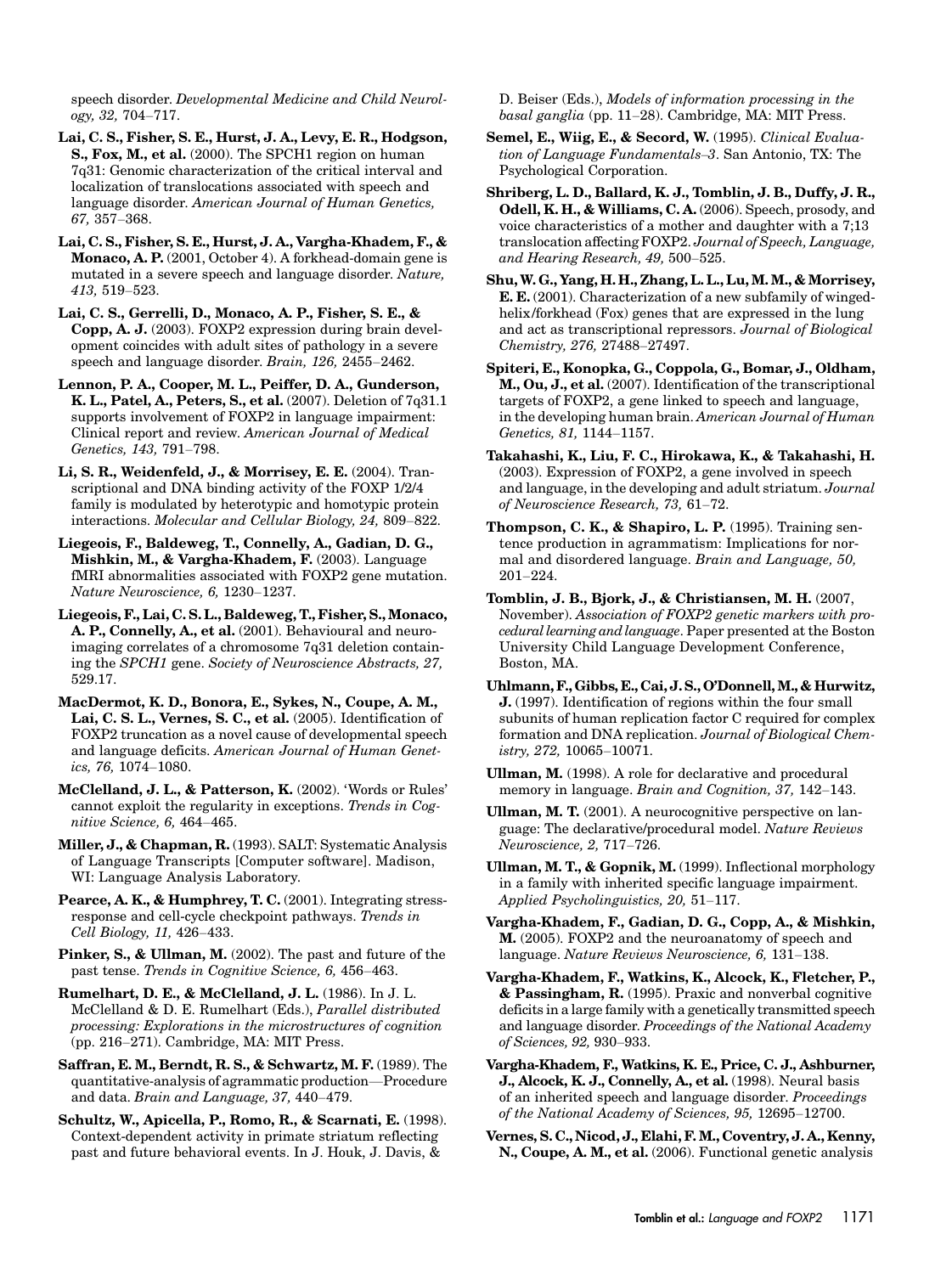speech disorder. *Developmental Medicine and Child Neurology, 32,* 704–717.

**Lai, C. S., Fisher, S. E., Hurst, J. A., Levy, E. R., Hodgson, S., Fox, M., et al.** (2000). The SPCH1 region on human 7q31: Genomic characterization of the critical interval and localization of translocations associated with speech and language disorder. *American Journal of Human Genetics, 67,* 357–368.

**Lai, C. S., Fisher, S. E., Hurst, J. A., Vargha-Khadem, F., & Monaco, A. P.** (2001, October 4). A forkhead-domain gene is mutated in a severe speech and language disorder. *Nature, 413,* 519–523.

**Lai, C. S., Gerrelli, D., Monaco, A. P., Fisher, S. E., & Copp, A. J.** (2003). FOXP2 expression during brain development coincides with adult sites of pathology in a severe speech and language disorder. *Brain, 126,* 2455–2462.

**Lennon, P. A., Cooper, M. L., Peiffer, D. A., Gunderson, K. L., Patel, A., Peters, S., et al.** (2007). Deletion of 7q31.1 supports involvement of FOXP2 in language impairment: Clinical report and review. *American Journal of Medical Genetics, 143,* 791–798.

**Li, S. R., Weidenfeld, J., & Morrisey, E. E.** (2004). Transcriptional and DNA binding activity of the FOXP 1/2/4 family is modulated by heterotypic and homotypic protein interactions. *Molecular and Cellular Biology, 24,* 809–822.

**Liegeois, F., Baldeweg, T., Connelly, A., Gadian, D. G., Mishkin, M., & Vargha-Khadem, F.** (2003). Language fMRI abnormalities associated with FOXP2 gene mutation. *Nature Neuroscience, 6,* 1230–1237.

**Liegeois, F., Lai, C. S. L., Baldeweg, T., Fisher, S., Monaco, A. P., Connelly, A., et al.** (2001). Behavioural and neuroimaging correlates of a chromosome 7q31 deletion containing the *SPCH1* gene. *Society of Neuroscience Abstracts, 27,* 529.17.

**MacDermot, K. D., Bonora, E., Sykes, N., Coupe, A. M., Lai, C. S. L., Vernes, S. C., et al.** (2005). Identification of FOXP2 truncation as a novel cause of developmental speech and language deficits. *American Journal of Human Genetics, 76,* 1074–1080.

**McClelland, J. L., & Patterson, K.** (2002). 'Words or Rules' cannot exploit the regularity in exceptions. *Trends in Cognitive Science, 6,* 464–465.

**Miller, J., & Chapman, R.** (1993). SALT: Systematic Analysis of Language Transcripts [Computer software]. Madison, WI: Language Analysis Laboratory.

**Pearce, A. K., & Humphrey, T. C.** (2001). Integrating stress-response and cell-cycle checkpoint pathways. *Trends in Cell Biology, 11,* 426–433.

**Pinker, S., & Ullman, M.** (2002). The past and future of the past tense. *Trends in Cognitive Science, 6,* 456–463.

**Rumelhart, D. E., & McClelland, J. L.** (1986). In J. L. McClelland & D. E. Rumelhart (Eds.), *Parallel distributed processing: Explorations in the microstructures of cognition* (pp. 216–271). Cambridge, MA: MIT Press.

**Saffran, E. M., Berndt, R. S., & Schwartz, M. F.** (1989). The quantitative-analysis of agrammatic production—Procedure and data. *Brain and Language, 37,* 440–479.

**Schultz, W., Apicella, P., Romo, R., & Scarnati, E.** (1998). Context-dependent activity in primate striatum reflecting past and future behavioral events. In J. Houk, J. Davis, & D. Beiser (Eds.), *Models of information processing in the basal ganglia* (pp. 11–28). Cambridge, MA: MIT Press.

**Semel, E., Wiig, E., & Secord, W.** (1995). *Clinical Evaluation of Language Fundamentals–3*. San Antonio, TX: The Psychological Corporation.

**Shriberg, L. D., Ballard, K. J., Tomblin, J. B., Duffy, J. R., Odell, K. H., & Williams, C. A.** (2006). Speech, prosody, and voice characteristics of a mother and daughter with a 7;13 translocation affecting FOXP2. *Journal of Speech, Language, and Hearing Research, 49,* 500–525.

**Shu, W. G., Yang, H. H., Zhang, L. L., Lu, M. M., & Morrisey, E. E.** (2001). Characterization of a new subfamily of winged-helix/forkhead (Fox) genes that are expressed in the lung and act as transcriptional repressors. *Journal of Biological Chemistry, 276,* 27488–27497.

**Spiteri, E., Konopka, G., Coppola, G., Bomar, J., Oldham, M., Ou, J., et al.** (2007). Identification of the transcriptional targets of FOXP2, a gene linked to speech and language, in the developing human brain. *American Journal of Human Genetics, 81,* 1144–1157.

**Takahashi, K., Liu, F. C., Hirokawa, K., & Takahashi, H.** (2003). Expression of FOXP2, a gene involved in speech and language, in the developing and adult striatum. *Journal of Neuroscience Research, 73,* 61–72.

**Thompson, C. K., & Shapiro, L. P.** (1995). Training sentence production in agrammatism: Implications for normal and disordered language. *Brain and Language, 50,* 201–224.

**Tomblin, J. B., Bjork, J., & Christiansen, M. H.** (2007, November). *Association of FOXP2 genetic markers with procedural learning and language*. Paper presented at the Boston University Child Language Development Conference, Boston, MA.

**Uhlmann, F., Gibbs, E., Cai, J. S., O'Donnell, M., & Hurwitz, J.** (1997). Identification of regions within the four small subunits of human replication factor C required for complex formation and DNA replication. *Journal of Biological Chemistry, 272,* 10065–10071.

**Ullman, M.** (1998). A role for declarative and procedural memory in language. *Brain and Cognition, 37,* 142–143.

**Ullman, M. T.** (2001). A neurocognitive perspective on language: The declarative/procedural model. *Nature Reviews Neuroscience, 2,* 717–726.

**Ullman, M. T., & Gopnik, M.** (1999). Inflectional morphology in a family with inherited specific language impairment. *Applied Psycholinguistics, 20,* 51–117.

**Vargha-Khadem, F., Gadian, D. G., Copp, A., & Mishkin, M.** (2005). FOXP2 and the neuroanatomy of speech and language. *Nature Reviews Neuroscience, 6,* 131–138.

**Vargha-Khadem, F., Watkins, K., Alcock, K., Fletcher, P., & Passingham, R.** (1995). Praxic and nonverbal cognitive deficits in a large family with a genetically transmitted speech and language disorder. *Proceedings of the National Academy of Sciences, 92,* 930–933.

**Vargha-Khadem, F., Watkins, K. E., Price, C. J., Ashburner, J., Alcock, K. J., Connelly, A., et al.** (1998). Neural basis of an inherited speech and language disorder. *Proceedings of the National Academy of Sciences, 95,* 12695–12700.

**Vernes, S. C., Nicod, J., Elahi, F. M., Coventry, J. A., Kenny, N., Coupe, A. M., et al.** (2006). Functional genetic analysis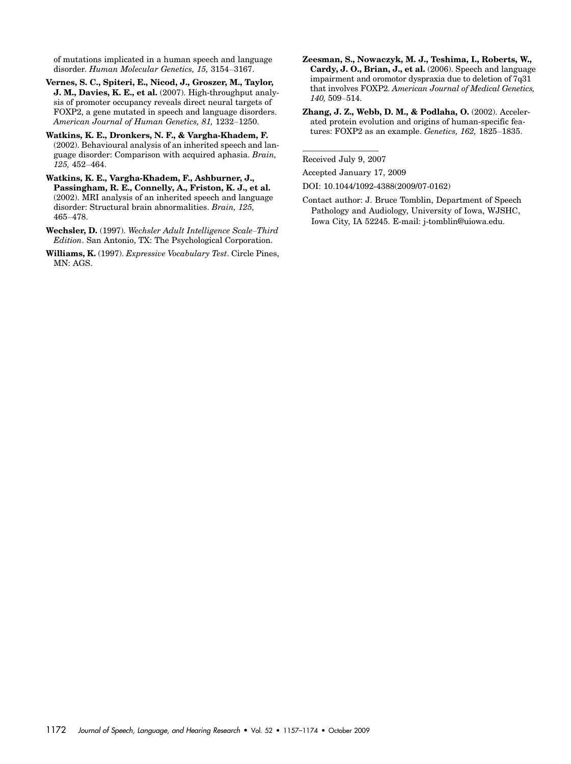of mutations implicated in a human speech and language disorder. *Human Molecular Genetics, 15,* 3154–3167.

**Vernes, S. C., Spiteri, E., Nicod, J., Groszer, M., Taylor, J. M., Davies, K. E., et al.** (2007). High-throughput analysis of promoter occupancy reveals direct neural targets of FOXP2, a gene mutated in speech and language disorders. *American Journal of Human Genetics, 81,* 1232–1250.

**Watkins, K. E., Dronkers, N. F., & Vargha-Khadem, F.** (2002). Behavioural analysis of an inherited speech and language disorder: Comparison with acquired aphasia. *Brain, 125,* 452–464.

**Watkins, K. E., Vargha-Khadem, F., Ashburner, J., Passingham, R. E., Connelly, A., Friston, K. J., et al.** (2002). MRI analysis of an inherited speech and language disorder: Structural brain abnormalities. *Brain, 125,* 465–478.

**Wechsler, D.** (1997). *Wechsler Adult Intelligence Scale–Third Edition*. San Antonio, TX: The Psychological Corporation.

**Williams, K.** (1997). *Expressive Vocabulary Test*. Circle Pines, MN: AGS.

**Zeesman, S., Nowaczyk, M. J., Teshima, I., Roberts, W., Cardy, J. O., Brian, J., et al.** (2006). Speech and language impairment and oromotor dyspraxia due to deletion of 7q31 that involves FOXP2. *American Journal of Medical Genetics, 140,* 509–514.

**Zhang, J. Z., Webb, D. M., & Podlaha, O.** (2002). Accelerated protein evolution and origins of human-specific features: FOXP2 as an example. *Genetics, 162,* 1825–1835.

---

Received July 9, 2007

Accepted January 17, 2009

DOI: 10.1044/1092-4388(2009/07-0162)

Contact author: J. Bruce Tomblin, Department of Speech Pathology and Audiology, University of Iowa, WJSHC, Iowa City, IA 52245. E-mail: j-tomblin@uiowa.edu.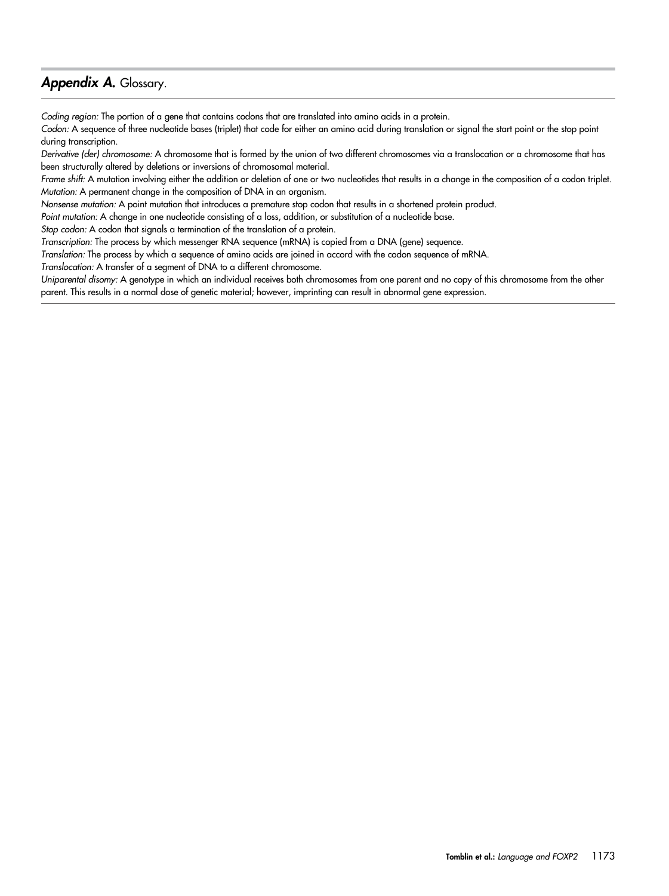## *Appendix A.* Glossary.

*Coding region:* The portion of a gene that contains codons that are translated into amino acids in a protein.

*Codon:* A sequence of three nucleotide bases (triplet) that code for either an amino acid during translation or signal the start point or the stop point during transcription.

*Derivative (der) chromosome:* A chromosome that is formed by the union of two different chromosomes via a translocation or a chromosome that has been structurally altered by deletions or inversions of chromosomal material.

*Frame shift:* A mutation involving either the addition or deletion of one or two nucleotides that results in a change in the composition of a codon triplet.

*Mutation:* A permanent change in the composition of DNA in an organism.

*Nonsense mutation:* A point mutation that introduces a premature stop codon that results in a shortened protein product.

*Point mutation:* A change in one nucleotide consisting of a loss, addition, or substitution of a nucleotide base.

*Stop codon:* A codon that signals a termination of the translation of a protein.

*Transcription:* The process by which messenger RNA sequence (mRNA) is copied from a DNA (gene) sequence.

*Translation:* The process by which a sequence of amino acids are joined in accord with the codon sequence of mRNA.

*Translocation:* A transfer of a segment of DNA to a different chromosome.

*Uniparental disomy:* A genotype in which an individual receives both chromosomes from one parent and no copy of this chromosome from the other parent. This results in a normal dose of genetic material; however, imprinting can result in abnormal gene expression.